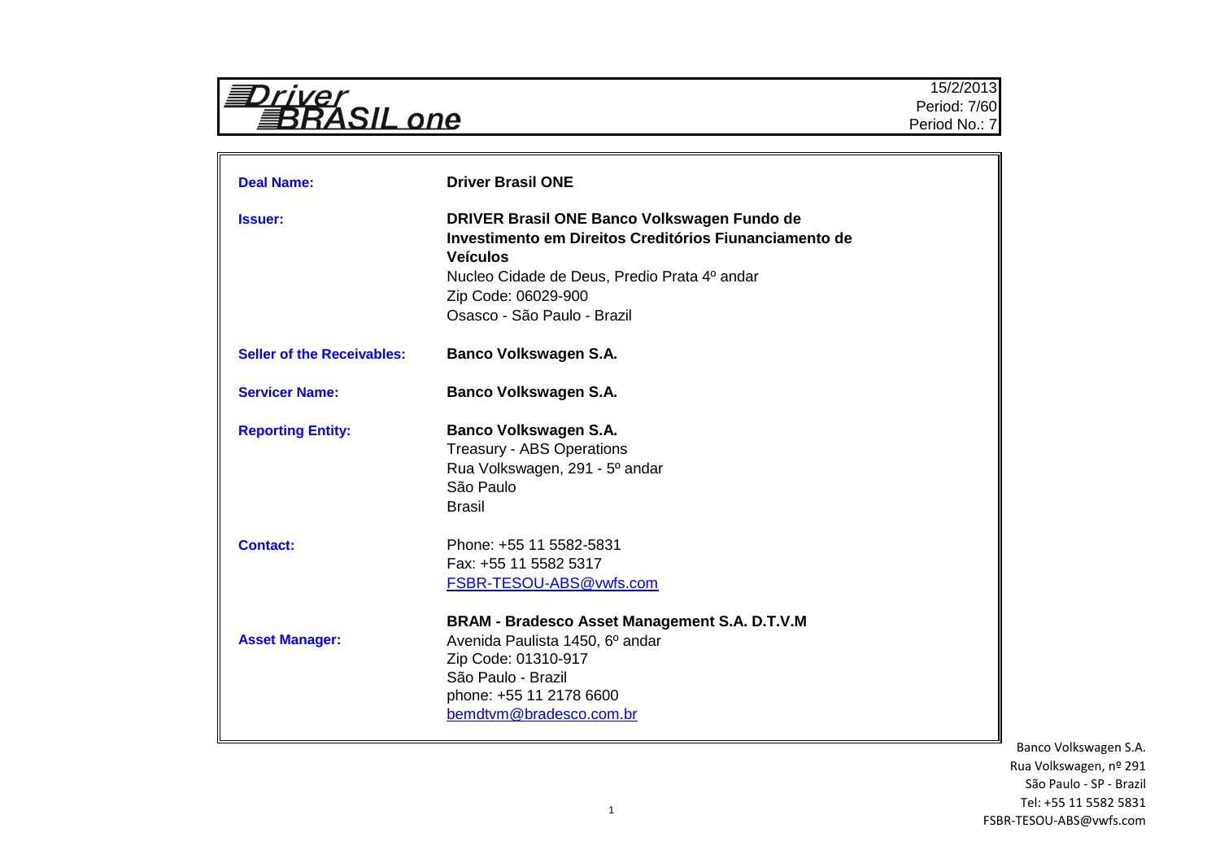# Driver BRASIL one

15/2/2013
Period: 7/60
Period No.: 7

| | |
|---|---|
| **Deal Name:** | **Driver Brasil ONE** |
| **Issuer:** | **DRIVER Brasil ONE Banco Volkswagen Fundo de Investimento em Direitos Creditórios Fiunanciamento de Veículos**<br>Nucleo Cidade de Deus, Predio Prata 4º andar<br>Zip Code: 06029-900<br>Osasco - São Paulo - Brazil |
| **Seller of the Receivables:** | **Banco Volkswagen S.A.** |
| **Servicer Name:** | **Banco Volkswagen S.A.** |
| **Reporting Entity:** | **Banco Volkswagen S.A.**<br>Treasury - ABS Operations<br>Rua Volkswagen, 291 - 5º andar<br>São Paulo<br>Brasil |
| **Contact:** | Phone: +55 11 5582-5831<br>Fax: +55 11 5582 5317<br>FSBR-TESOU-ABS@vwfs.com |
| **Asset Manager:** | **BRAM - Bradesco Asset Management S.A. D.T.V.M**<br>Avenida Paulista 1450, 6º andar<br>Zip Code: 01310-917<br>São Paulo - Brazil<br>phone: +55 11 2178 6600<br>bemdtvm@bradesco.com.br |

Banco Volkswagen S.A.
Rua Volkswagen, nº 291
São Paulo - SP - Brazil
Tel: +55 11 5582 5831
FSBR-TESOU-ABS@vwfs.com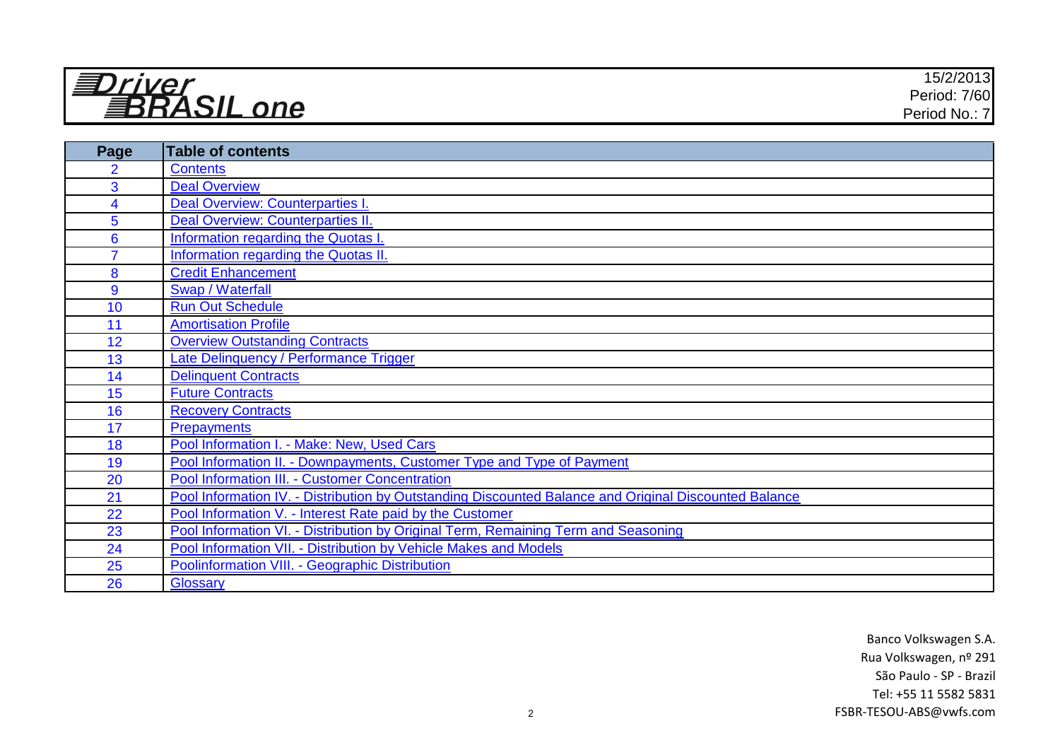# Driver BRASIL one

15/2/2013
Period: 7/60
Period No.: 7

| Page | Table of contents |
|---|---|
| 2 | Contents |
| 3 | Deal Overview |
| 4 | Deal Overview: Counterparties I. |
| 5 | Deal Overview: Counterparties II. |
| 6 | Information regarding the Quotas I. |
| 7 | Information regarding the Quotas II. |
| 8 | Credit Enhancement |
| 9 | Swap / Waterfall |
| 10 | Run Out Schedule |
| 11 | Amortisation Profile |
| 12 | Overview Outstanding Contracts |
| 13 | Late Delinquency / Performance Trigger |
| 14 | Delinquent Contracts |
| 15 | Future Contracts |
| 16 | Recovery Contracts |
| 17 | Prepayments |
| 18 | Pool Information I. - Make: New, Used Cars |
| 19 | Pool Information II. - Downpayments, Customer Type and Type of Payment |
| 20 | Pool Information III. - Customer Concentration |
| 21 | Pool Information IV. - Distribution by Outstanding Discounted Balance and Original Discounted Balance |
| 22 | Pool Information V. - Interest Rate paid by the Customer |
| 23 | Pool Information VI. - Distribution by Original Term, Remaining Term and Seasoning |
| 24 | Pool Information VII. - Distribution by Vehicle Makes and Models |
| 25 | Poolinformation VIII. - Geographic Distribution |
| 26 | Glossary |

Banco Volkswagen S.A.
Rua Volkswagen, nº 291
São Paulo - SP - Brazil
Tel: +55 11 5582 5831
FSBR-TESOU-ABS@vwfs.com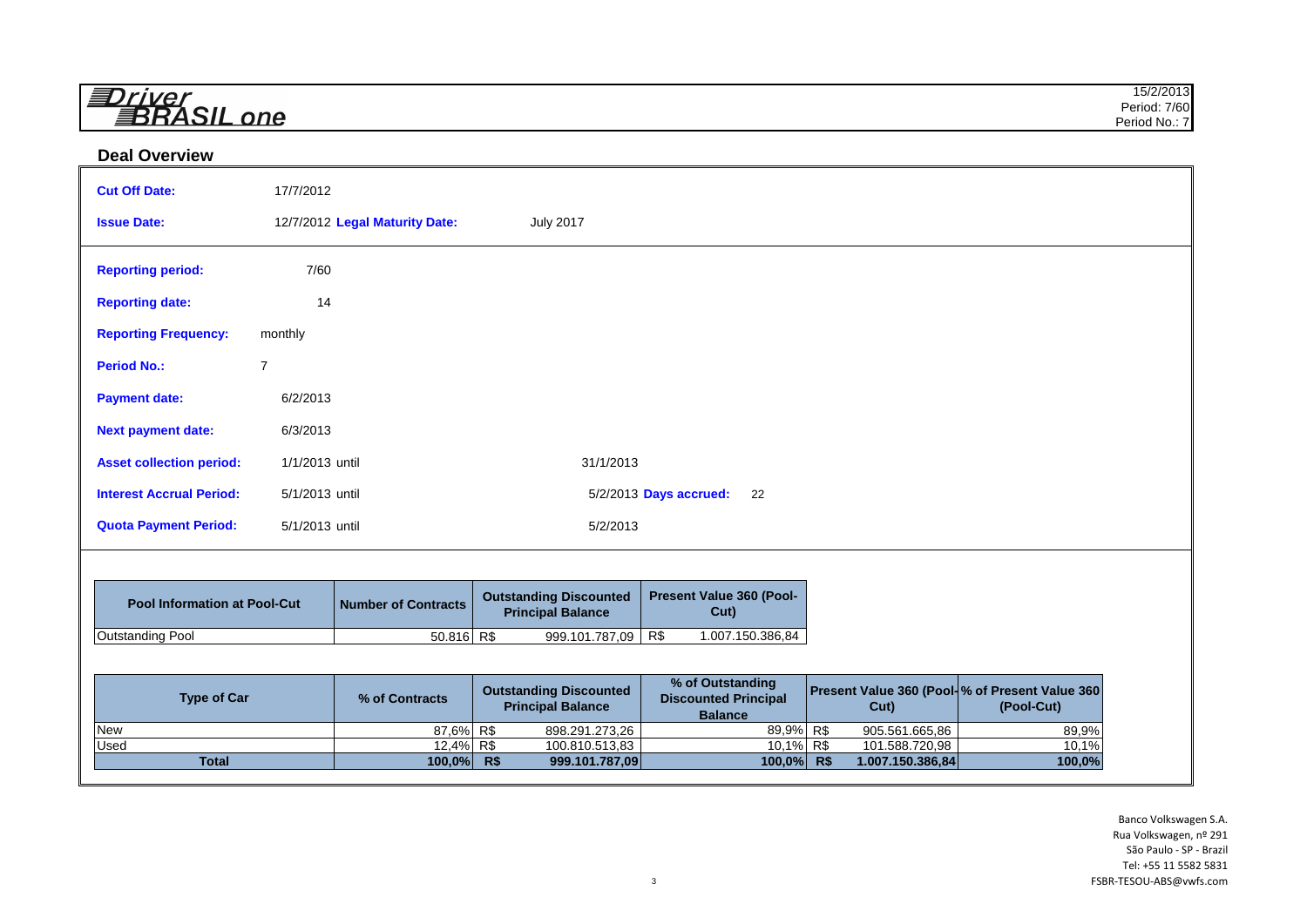**Driver BRASIL one**

15/2/2013
Period: 7/60
Period No.: 7

## Deal Overview

| | | | |
|---|---|---|---|
| **Cut Off Date:** | 17/7/2012 | | |
| **Issue Date:** | 12/7/2012 | **Legal Maturity Date:** | July 2017 |
| **Reporting period:** | 7/60 | | |
| **Reporting date:** | 14 | | |
| **Reporting Frequency:** | monthly | | |
| **Period No.:** | 7 | | |
| **Payment date:** | 6/2/2013 | | |
| **Next payment date:** | 6/3/2013 | | |
| **Asset collection period:** | 1/1/2013 until | 31/1/2013 | |
| **Interest Accrual Period:** | 5/1/2013 until | 5/2/2013 | **Days accrued:** 22 |
| **Quota Payment Period:** | 5/1/2013 until | 5/2/2013 | |

| Pool Information at Pool-Cut | Number of Contracts | Outstanding Discounted Principal Balance | Present Value 360 (Pool-Cut) |
|---|---|---|---|
| Outstanding Pool | 50.816 | R$ 999.101.787,09 | R$ 1.007.150.386,84 |

| Type of Car | % of Contracts | Outstanding Discounted Principal Balance | % of Outstanding Discounted Principal Balance | Present Value 360 (Pool-Cut) | % of Present Value 360 (Pool-Cut) |
|---|---|---|---|---|---|
| New | 87,6% | R$ 898.291.273,26 | 89,9% | R$ 905.561.665,86 | 89,9% |
| Used | 12,4% | R$ 100.810.513,83 | 10,1% | R$ 101.588.720,98 | 10,1% |
| **Total** | **100,0%** | **R$ 999.101.787,09** | **100,0%** | **R$ 1.007.150.386,84** | **100,0%** |

Banco Volkswagen S.A.
Rua Volkswagen, nº 291
São Paulo - SP - Brazil
Tel: +55 11 5582 5831
FSBR-TESOU-ABS@vwfs.com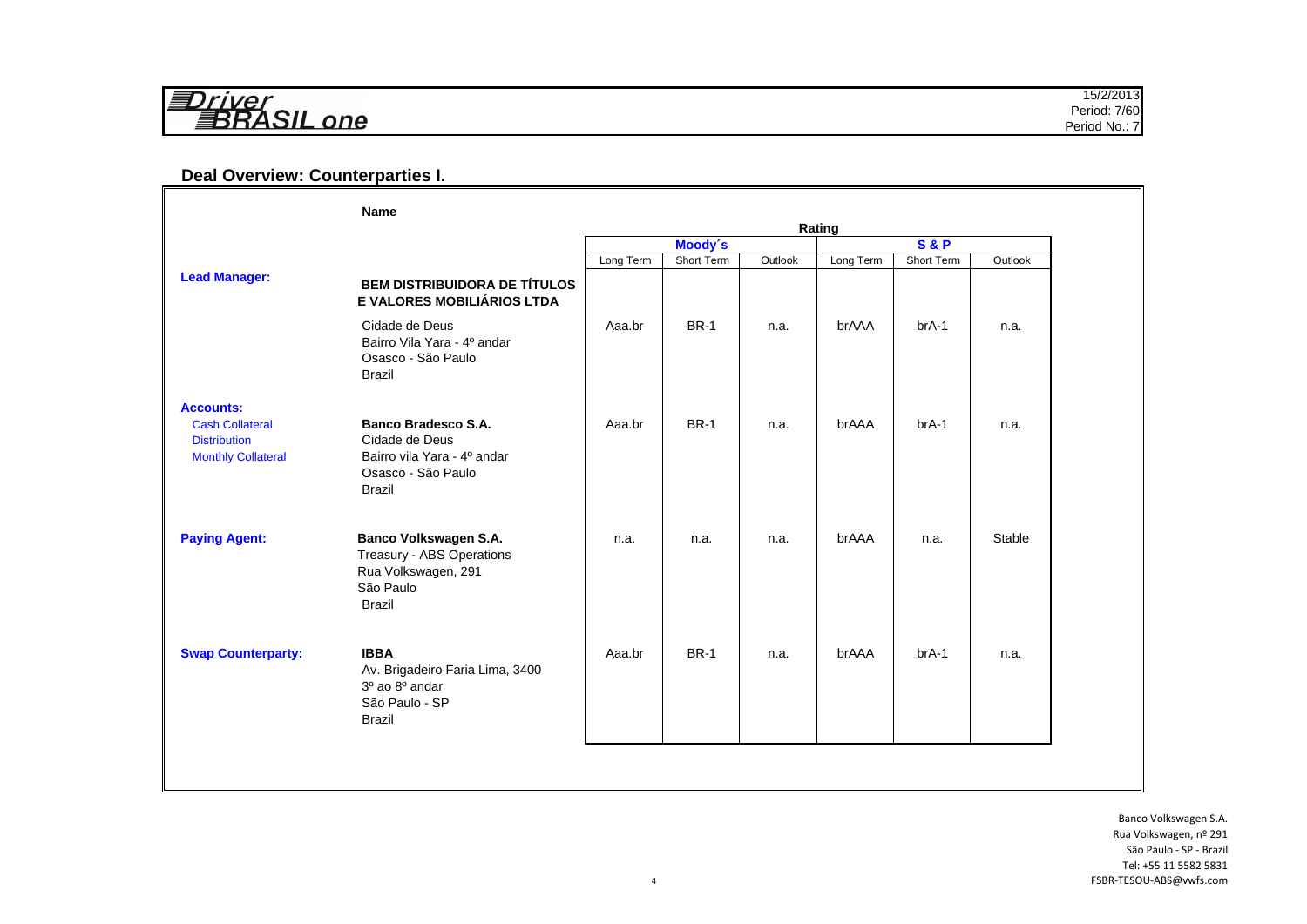## Deal Overview: Counterparties I.

| | Name | Rating | | | | | |
|---|---|---|---|---|---|---|---|
| | | Moody´s | | | S & P | | |
| | | Long Term | Short Term | Outlook | Long Term | Short Term | Outlook |
| **Lead Manager:** | **BEM DISTRIBUIDORA DE TÍTULOS E VALORES MOBILIÁRIOS LTDA**<br>Cidade de Deus<br>Bairro Vila Yara - 4º andar<br>Osasco - São Paulo<br>Brazil | Aaa.br | BR-1 | n.a. | brAAA | brA-1 | n.a. |
| **Accounts:**<br>Cash Collateral<br>Distribution<br>Monthly Collateral | **Banco Bradesco S.A.**<br>Cidade de Deus<br>Bairro vila Yara - 4º andar<br>Osasco - São Paulo<br>Brazil | Aaa.br | BR-1 | n.a. | brAAA | brA-1 | n.a. |
| **Paying Agent:** | **Banco Volkswagen S.A.**<br>Treasury - ABS Operations<br>Rua Volkswagen, 291<br>São Paulo<br>Brazil | n.a. | n.a. | n.a. | brAAA | n.a. | Stable |
| **Swap Counterparty:** | **IBBA**<br>Av. Brigadeiro Faria Lima, 3400<br>3º ao 8º andar<br>São Paulo - SP<br>Brazil | Aaa.br | BR-1 | n.a. | brAAA | brA-1 | n.a. |

Banco Volkswagen S.A.
Rua Volkswagen, nº 291
São Paulo - SP - Brazil
Tel: +55 11 5582 5831
FSBR-TESOU-ABS@vwfs.com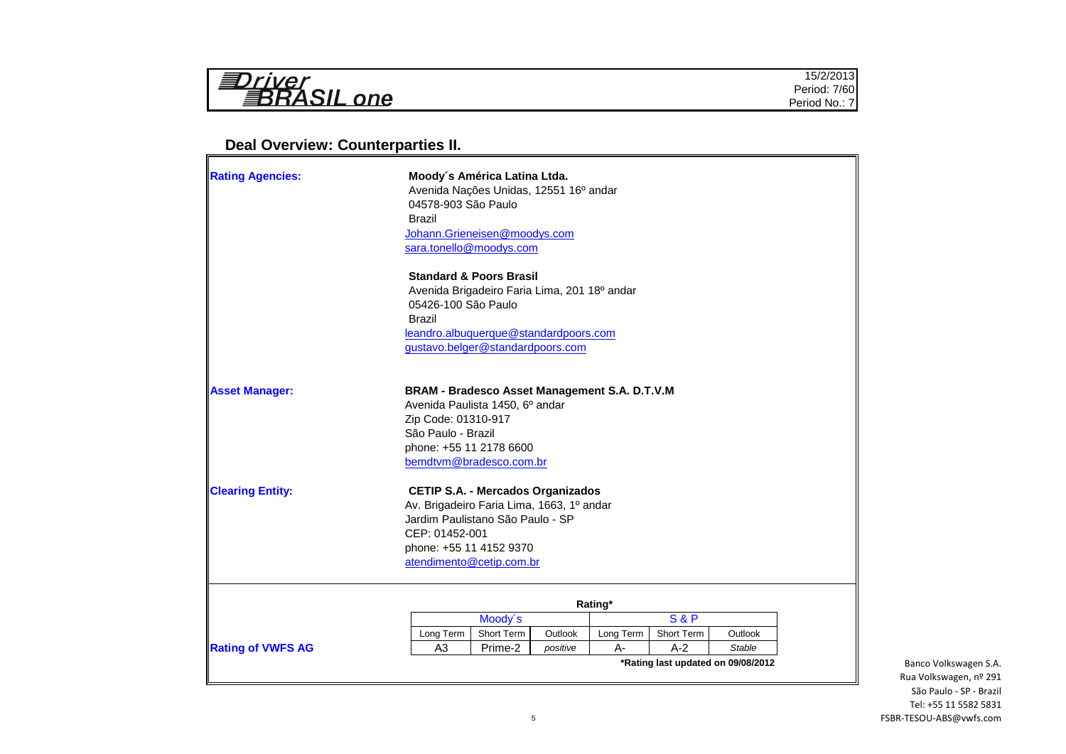**Driver BRASIL one**

15/2/2013
Period: 7/60
Period No.: 7

## Deal Overview: Counterparties II.

**Rating Agencies:**

**Moody´s América Latina Ltda.**
Avenida Nações Unidas, 12551 16º andar
04578-903 São Paulo
Brazil
Johann.Grieneisen@moodys.com
sara.tonello@moodys.com

**Standard & Poors Brasil**
Avenida Brigadeiro Faria Lima, 201 18º andar
05426-100 São Paulo
Brazil
leandro.albuquerque@standardpoors.com
gustavo.belger@standardpoors.com

**Asset Manager:**

**BRAM - Bradesco Asset Management S.A. D.T.V.M**
Avenida Paulista 1450, 6º andar
Zip Code: 01310-917
São Paulo - Brazil
phone: +55 11 2178 6600
bemdtvm@bradesco.com.br

**Clearing Entity:**

**CETIP S.A. - Mercados Organizados**
Av. Brigadeiro Faria Lima, 1663, 1º andar
Jardim Paulistano São Paulo - SP
CEP: 01452-001
phone: +55 11 4152 9370
atendimento@cetip.com.br

**Rating***

| | Moody´s | | | S & P | | |
|---|---|---|---|---|---|---|
| | Long Term | Short Term | Outlook | Long Term | Short Term | Outlook |
| **Rating of VWFS AG** | A3 | Prime-2 | *positive* | A- | A-2 | *Stable* |

***Rating last updated on 09/08/2012**

Banco Volkswagen S.A.
Rua Volkswagen, nº 291
São Paulo - SP - Brazil
Tel: +55 11 5582 5831
FSBR-TESOU-ABS@vwfs.com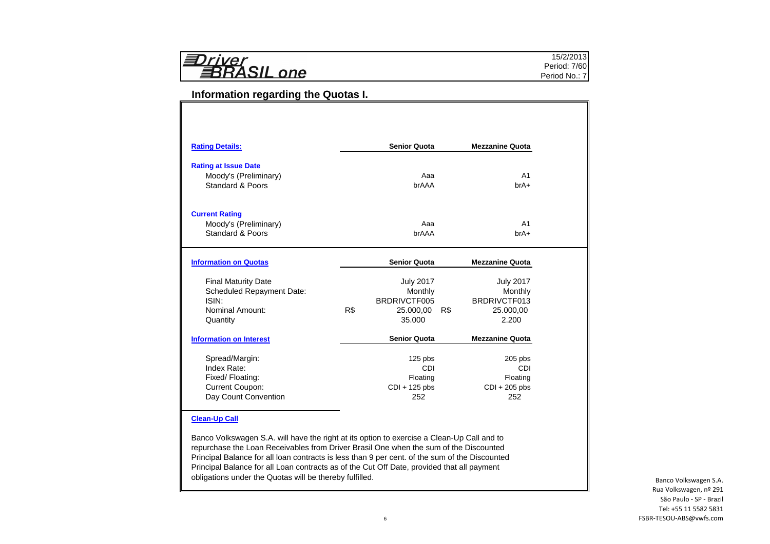# Driver BRASIL one

15/2/2013
Period: 7/60
Period No.: 7

## Information regarding the Quotas I.

| **Rating Details:** | **Senior Quota** | **Mezzanine Quota** |
|---|---|---|
| **Rating at Issue Date** | | |
| Moody's (Preliminary) | Aaa | A1 |
| Standard & Poors | brAAA | brA+ |
| **Current Rating** | | |
| Moody's (Preliminary) | Aaa | A1 |
| Standard & Poors | brAAA | brA+ |

| **Information on Quotas** | **Senior Quota** | **Mezzanine Quota** |
|---|---|---|
| Final Maturity Date | July 2017 | July 2017 |
| Scheduled Repayment Date: | Monthly | Monthly |
| ISIN: | BRDRIVCTF005 | BRDRIVCTF013 |
| Nominal Amount: | R$ 25.000,00 | R$ 25.000,00 |
| Quantity | 35.000 | 2.200 |

| **Information on Interest** | **Senior Quota** | **Mezzanine Quota** |
|---|---|---|
| Spread/Margin: | 125 pbs | 205 pbs |
| Index Rate: | CDI | CDI |
| Fixed/ Floating: | Floating | Floating |
| Current Coupon: | CDI + 125 pbs | CDI + 205 pbs |
| Day Count Convention | 252 | 252 |

**Clean-Up Call**

Banco Volkswagen S.A. will have the right at its option to exercise a Clean-Up Call and to repurchase the Loan Receivables from Driver Brasil One when the sum of the Discounted Principal Balance for all loan contracts is less than 9 per cent. of the sum of the Discounted Principal Balance for all Loan contracts as of the Cut Off Date, provided that all payment obligations under the Quotas will be thereby fulfilled.

Banco Volkswagen S.A.
Rua Volkswagen, nº 291
São Paulo - SP - Brazil
Tel: +55 11 5582 5831
FSBR-TESOU-ABS@vwfs.com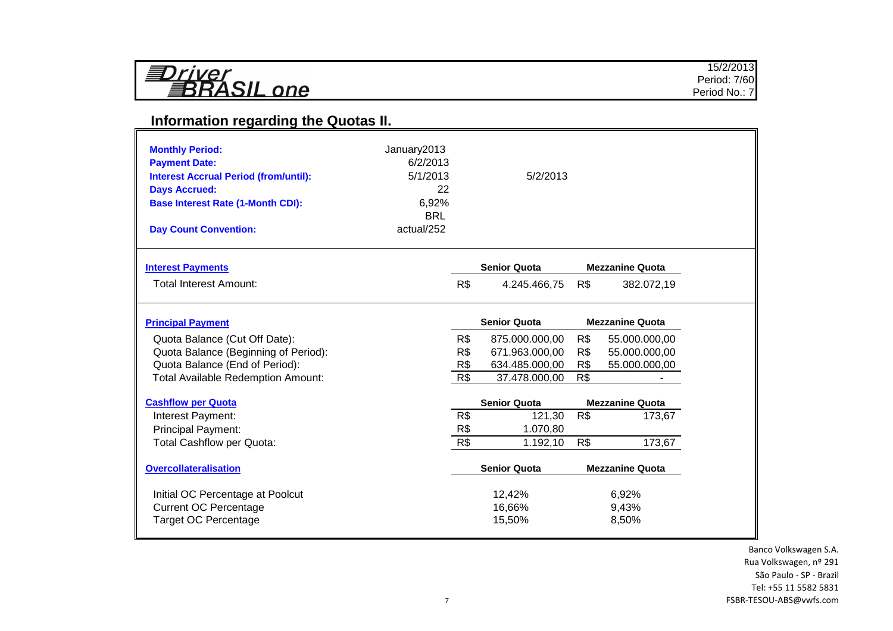Driver BRASIL one

15/2/2013
Period: 7/60
Period No.: 7

## Information regarding the Quotas II.

| | | |
|---|---|---|
| **Monthly Period:** | January2013 | |
| **Payment Date:** | 6/2/2013 | |
| **Interest Accrual Period (from/until):** | 5/1/2013 | 5/2/2013 |
| **Days Accrued:** | 22 | |
| **Base Interest Rate (1-Month CDI):** | 6,92% | |
| | BRL | |
| **Day Count Convention:** | actual/252 | |

| Interest Payments | | Senior Quota | | Mezzanine Quota |
|---|---|---|---|---|
| Total Interest Amount: | R$ | 4.245.466,75 | R$ | 382.072,19 |

| Principal Payment | | Senior Quota | | Mezzanine Quota |
|---|---|---|---|---|
| Quota Balance (Cut Off Date): | R$ | 875.000.000,00 | R$ | 55.000.000,00 |
| Quota Balance (Beginning of Period): | R$ | 671.963.000,00 | R$ | 55.000.000,00 |
| Quota Balance (End of Period): | R$ | 634.485.000,00 | R$ | 55.000.000,00 |
| Total Available Redemption Amount: | R$ | 37.478.000,00 | R$ | - |

| Cashflow per Quota | | Senior Quota | | Mezzanine Quota |
|---|---|---|---|---|
| Interest Payment: | R$ | 121,30 | R$ | 173,67 |
| Principal Payment: | R$ | 1.070,80 | | |
| Total Cashflow per Quota: | R$ | 1.192,10 | R$ | 173,67 |

| Overcollateralisation | Senior Quota | Mezzanine Quota |
|---|---|---|
| Initial OC Percentage at Poolcut | 12,42% | 6,92% |
| Current OC Percentage | 16,66% | 9,43% |
| Target OC Percentage | 15,50% | 8,50% |

Banco Volkswagen S.A.
Rua Volkswagen, nº 291
São Paulo - SP - Brazil
Tel: +55 11 5582 5831
FSBR-TESOU-ABS@vwfs.com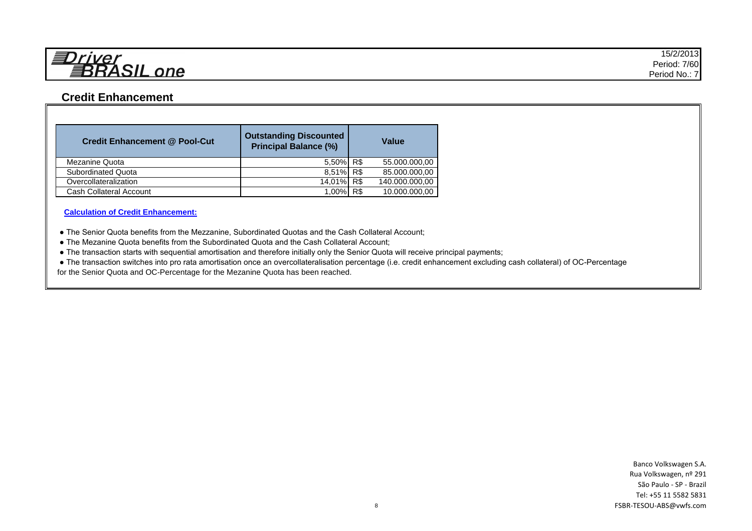## Credit Enhancement

| Credit Enhancement @ Pool-Cut | Outstanding Discounted Principal Balance (%) | Value | |
|---|---|---|---|
| Mezanine Quota | 5,50% | R$ | 55.000.000,00 |
| Subordinated Quota | 8,51% | R$ | 85.000.000,00 |
| Overcollateralization | 14,01% | R$ | 140.000.000,00 |
| Cash Collateral Account | 1,00% | R$ | 10.000.000,00 |

**Calculation of Credit Enhancement:**

- The Senior Quota benefits from the Mezzanine, Subordinated Quotas and the Cash Collateral Account;
- The Mezanine Quota benefits from the Subordinated Quota and the Cash Collateral Account;
- The transaction starts with sequential amortisation and therefore initially only the Senior Quota will receive principal payments;
- The transaction switches into pro rata amortisation once an overcollateralisation percentage (i.e. credit enhancement excluding cash collateral) of OC-Percentage for the Senior Quota and OC-Percentage for the Mezanine Quota has been reached.

Banco Volkswagen S.A.
Rua Volkswagen, nº 291
São Paulo - SP - Brazil
Tel: +55 11 5582 5831
FSBR-TESOU-ABS@vwfs.com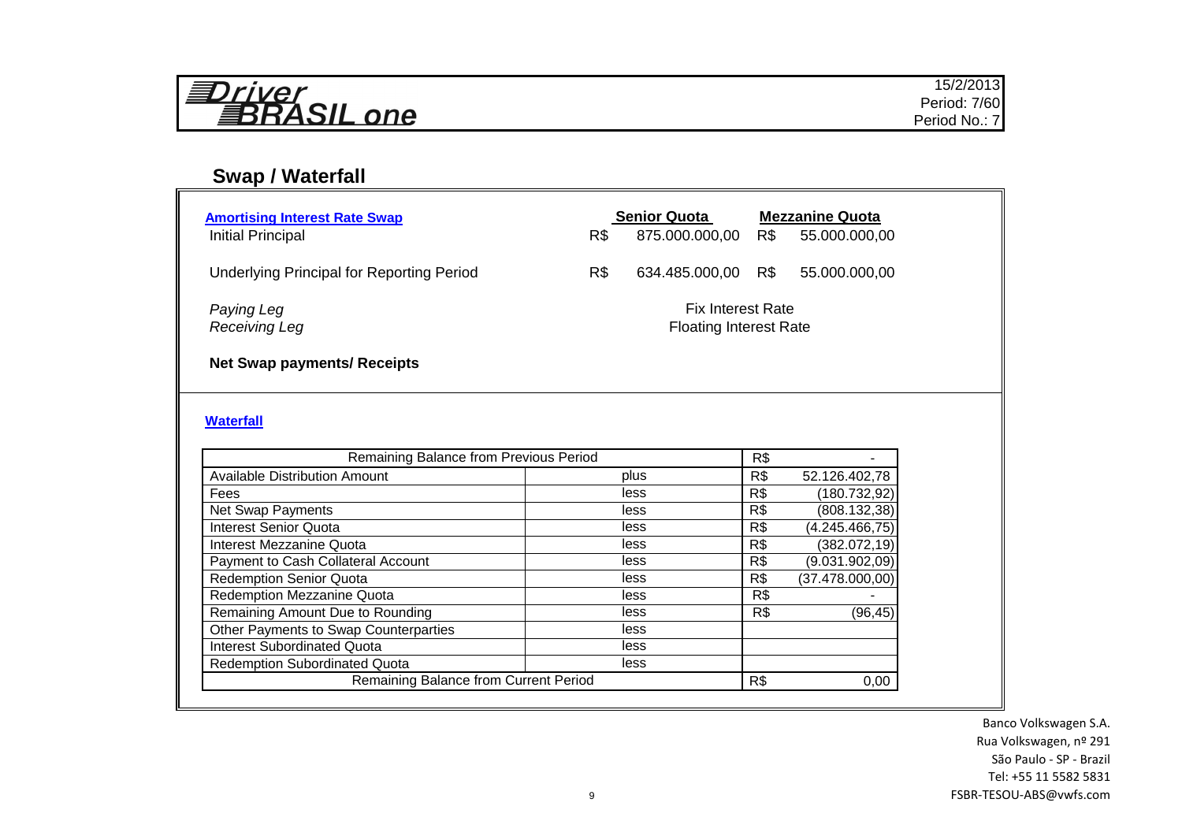**Driver BRASIL one**

15/2/2013
Period: 7/60
Period No.: 7

## Swap / Waterfall

### Amortising Interest Rate Swap

| | | Senior Quota | | Mezzanine Quota |
|---|---|---|---|---|
| Initial Principal | R$ | 875.000.000,00 | R$ | 55.000.000,00 |
| Underlying Principal for Reporting Period | R$ | 634.485.000,00 | R$ | 55.000.000,00 |

| | |
|---|---|
| *Paying Leg* | Fix Interest Rate |
| *Receiving Leg* | Floating Interest Rate |

**Net Swap payments/ Receipts**

### Waterfall

| | | | |
|---|---|---|---|
| Remaining Balance from Previous Period | | R$ | - |
| Available Distribution Amount | plus | R$ | 52.126.402,78 |
| Fees | less | R$ | (180.732,92) |
| Net Swap Payments | less | R$ | (808.132,38) |
| Interest Senior Quota | less | R$ | (4.245.466,75) |
| Interest Mezzanine Quota | less | R$ | (382.072,19) |
| Payment to Cash Collateral Account | less | R$ | (9.031.902,09) |
| Redemption Senior Quota | less | R$ | (37.478.000,00) |
| Redemption Mezzanine Quota | less | R$ | - |
| Remaining Amount Due to Rounding | less | R$ | (96,45) |
| Other Payments to Swap Counterparties | less | | |
| Interest Subordinated Quota | less | | |
| Redemption Subordinated Quota | less | | |
| Remaining Balance from Current Period | | R$ | 0,00 |

Banco Volkswagen S.A.
Rua Volkswagen, nº 291
São Paulo - SP - Brazil
Tel: +55 11 5582 5831
FSBR-TESOU-ABS@vwfs.com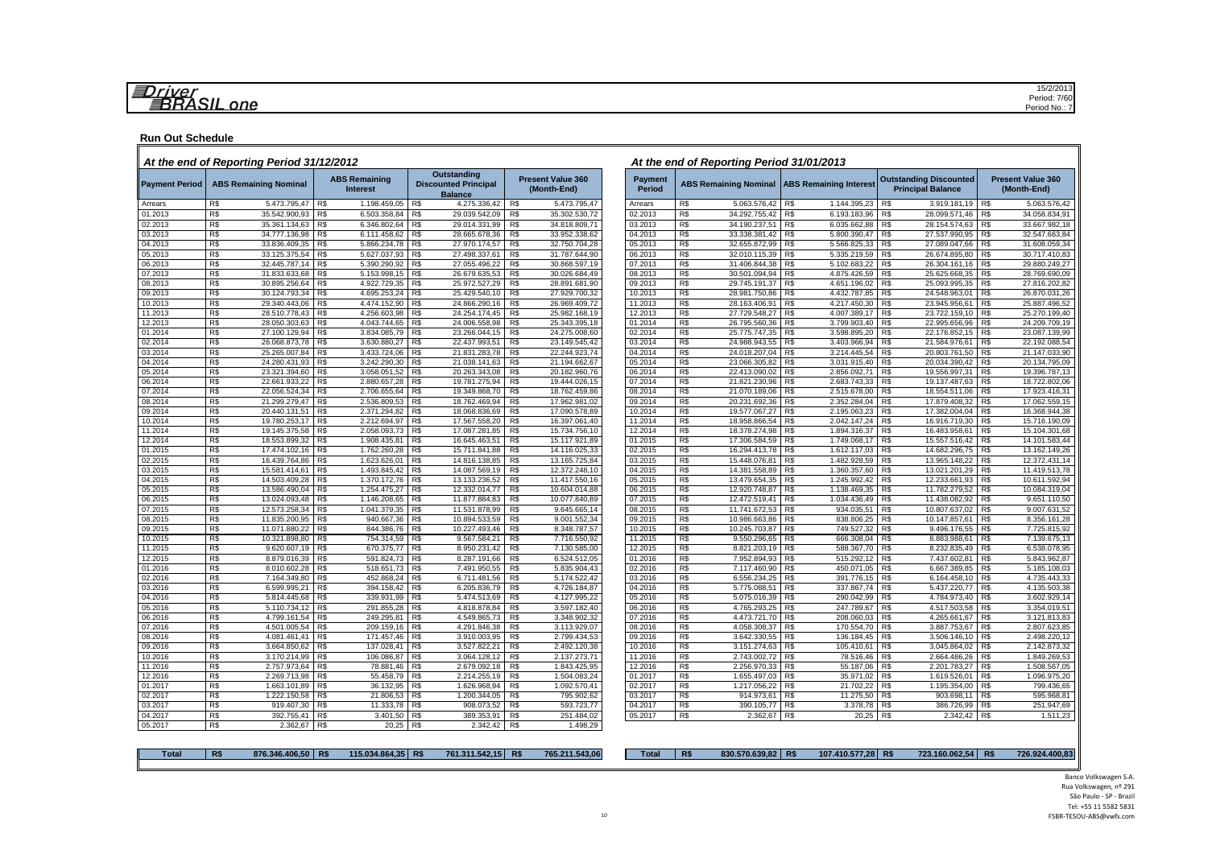**Driver BRASIL one**

15/2/2013
Period: 7/60
Period No.: 7

## Run Out Schedule

### At the end of Reporting Period 31/12/2012

| Payment Period | ABS Remaining Nominal | ABS Remaining Interest | Outstanding Discounted Principal Balance | Present Value 360 (Month-End) |
|---|---|---|---|---|
| Arrears | R$ 5.473.795,47 | R$ 1.198.459,05 | R$ 4.275.336,42 | R$ 5.473.795,47 |
| 01.2013 | R$ 35.542.900,93 | R$ 6.503.358,84 | R$ 29.039.542,09 | R$ 35.302.530,72 |
| 02.2013 | R$ 35.361.134,63 | R$ 6.346.802,64 | R$ 29.014.331,99 | R$ 34.818.809,71 |
| 03.2013 | R$ 34.777.136,98 | R$ 6.111.458,62 | R$ 28.665.678,36 | R$ 33.952.338,62 |
| 04.2013 | R$ 33.836.409,35 | R$ 5.866.234,78 | R$ 27.970.174,57 | R$ 32.750.704,28 |
| 05.2013 | R$ 33.125.375,54 | R$ 5.627.037,93 | R$ 27.498.337,61 | R$ 31.787.644,90 |
| 06.2013 | R$ 32.445.787,14 | R$ 5.390.290,92 | R$ 27.055.496,22 | R$ 30.868.597,19 |
| 07.2013 | R$ 31.833.633,68 | R$ 5.153.998,15 | R$ 26.679.635,53 | R$ 30.026.684,49 |
| 08.2013 | R$ 30.895.256,64 | R$ 4.922.729,35 | R$ 25.972.527,29 | R$ 28.891.681,90 |
| 09.2013 | R$ 30.124.793,34 | R$ 4.695.253,24 | R$ 25.429.540,10 | R$ 27.929.700,32 |
| 10.2013 | R$ 29.340.443,06 | R$ 4.474.152,90 | R$ 24.866.290,16 | R$ 26.969.409,72 |
| 11.2013 | R$ 28.510.778,43 | R$ 4.256.603,98 | R$ 24.254.174,45 | R$ 25.982.168,19 |
| 12.2013 | R$ 28.050.303,63 | R$ 4.043.744,65 | R$ 24.006.558,98 | R$ 25.343.395,18 |
| 01.2014 | R$ 27.100.129,94 | R$ 3.834.085,79 | R$ 23.266.044,15 | R$ 24.275.008,60 |
| 02.2014 | R$ 26.068.873,78 | R$ 3.630.880,27 | R$ 22.437.993,51 | R$ 23.149.545,42 |
| 03.2014 | R$ 25.265.007,84 | R$ 3.433.724,06 | R$ 21.831.283,78 | R$ 22.244.923,74 |
| 04.2014 | R$ 24.280.431,93 | R$ 3.242.290,30 | R$ 21.038.141,63 | R$ 21.194.662,67 |
| 05.2014 | R$ 23.321.394,60 | R$ 3.058.051,52 | R$ 20.263.343,08 | R$ 20.182.960,76 |
| 06.2014 | R$ 22.661.933,22 | R$ 2.880.657,28 | R$ 19.781.275,94 | R$ 19.444.026,15 |
| 07.2014 | R$ 22.056.524,34 | R$ 2.706.655,64 | R$ 19.349.868,70 | R$ 18.762.459,86 |
| 08.2014 | R$ 21.299.279,47 | R$ 2.536.809,53 | R$ 18.762.469,94 | R$ 17.962.981,02 |
| 09.2014 | R$ 20.440.131,51 | R$ 2.371.294,82 | R$ 18.068.836,69 | R$ 17.090.578,89 |
| 10.2014 | R$ 19.780.253,17 | R$ 2.212.694,97 | R$ 17.567.558,20 | R$ 16.397.061,40 |
| 11.2014 | R$ 19.145.375,58 | R$ 2.058.093,73 | R$ 17.087.281,85 | R$ 15.734.756,10 |
| 12.2014 | R$ 18.553.899,32 | R$ 1.908.435,81 | R$ 16.645.463,51 | R$ 15.117.921,89 |
| 01.2015 | R$ 17.474.102,16 | R$ 1.762.260,28 | R$ 15.711.841,88 | R$ 14.116.025,33 |
| 02.2015 | R$ 16.439.764,86 | R$ 1.623.626,01 | R$ 14.816.138,85 | R$ 13.165.725,84 |
| 03.2015 | R$ 15.581.414,61 | R$ 1.493.845,42 | R$ 14.087.569,19 | R$ 12.372.248,10 |
| 04.2015 | R$ 14.503.409,28 | R$ 1.370.172,76 | R$ 13.133.236,52 | R$ 11.417.550,16 |
| 05.2015 | R$ 13.586.490,04 | R$ 1.254.475,27 | R$ 12.332.014,77 | R$ 10.604.014,88 |
| 06.2015 | R$ 13.024.093,48 | R$ 1.146.208,65 | R$ 11.877.884,83 | R$ 10.077.840,89 |
| 07.2015 | R$ 12.573.258,34 | R$ 1.041.379,35 | R$ 11.531.878,99 | R$ 9.645.665,14 |
| 08.2015 | R$ 11.835.200,95 | R$ 940.667,36 | R$ 10.894.533,59 | R$ 9.001.552,34 |
| 09.2015 | R$ 11.071.880,22 | R$ 844.386,76 | R$ 10.227.493,46 | R$ 8.348.787,57 |
| 10.2015 | R$ 10.321.898,80 | R$ 754.314,59 | R$ 9.567.584,21 | R$ 7.716.550,92 |
| 11.2015 | R$ 9.620.607,19 | R$ 670.375,77 | R$ 8.950.231,42 | R$ 7.130.585,00 |
| 12.2015 | R$ 8.879.016,39 | R$ 591.824,73 | R$ 8.287.191,66 | R$ 6.524.512,05 |
| 01.2016 | R$ 8.010.602,28 | R$ 518.651,73 | R$ 7.491.950,55 | R$ 5.835.904,43 |
| 02.2016 | R$ 7.164.349,80 | R$ 452.868,24 | R$ 6.711.481,56 | R$ 5.174.522,42 |
| 03.2016 | R$ 6.599.995,21 | R$ 394.158,42 | R$ 6.205.836,79 | R$ 4.726.184,87 |
| 04.2016 | R$ 5.814.445,68 | R$ 339.931,99 | R$ 5.474.513,69 | R$ 4.127.995,22 |
| 05.2016 | R$ 5.110.734,12 | R$ 291.855,28 | R$ 4.818.878,84 | R$ 3.597.182,40 |
| 06.2016 | R$ 4.799.161,54 | R$ 249.295,81 | R$ 4.549.865,73 | R$ 3.348.902,32 |
| 07.2016 | R$ 4.501.005,54 | R$ 209.159,16 | R$ 4.291.846,38 | R$ 3.113.929,07 |
| 08.2016 | R$ 4.081.461,41 | R$ 171.457,46 | R$ 3.910.003,95 | R$ 2.799.434,53 |
| 09.2016 | R$ 3.664.850,62 | R$ 137.028,41 | R$ 3.527.822,21 | R$ 2.492.120,38 |
| 10.2016 | R$ 3.170.214,99 | R$ 106.086,87 | R$ 3.064.128,12 | R$ 2.137.273,71 |
| 11.2016 | R$ 2.757.973,64 | R$ 78.881,46 | R$ 2.679.092,18 | R$ 1.843.425,95 |
| 12.2016 | R$ 2.269.713,98 | R$ 55.458,79 | R$ 2.214.255,19 | R$ 1.504.083,24 |
| 01.2017 | R$ 1.663.101,89 | R$ 36.132,95 | R$ 1.626.968,94 | R$ 1.092.570,41 |
| 02.2017 | R$ 1.222.150,58 | R$ 21.806,53 | R$ 1.200.344,05 | R$ 795.902,62 |
| 03.2017 | R$ 919.407,30 | R$ 11.333,78 | R$ 908.073,52 | R$ 593.723,77 |
| 04.2017 | R$ 392.755,41 | R$ 3.401,50 | R$ 389.353,91 | R$ 251.484,02 |
| 05.2017 | R$ 2.362,67 | R$ 20,25 | R$ 2.342,42 | R$ 1.498,29 |
| **Total** | **R$ 876.346.406,50** | **R$ 115.034.864,35** | **R$ 761.311.542,15** | **R$ 765.211.543,06** |

### At the end of Reporting Period 31/01/2013

| Payment Period | ABS Remaining Nominal | ABS Remaining Interest | Outstanding Discounted Principal Balance | Present Value 360 (Month-End) |
|---|---|---|---|---|
| Arrears | R$ 5.063.576,42 | R$ 1.144.395,23 | R$ 3.919.181,19 | R$ 5.063.576,42 |
| 02.2013 | R$ 34.292.755,42 | R$ 6.193.183,96 | R$ 28.099.571,46 | R$ 34.058.834,91 |
| 03.2013 | R$ 34.190.237,51 | R$ 6.035.662,88 | R$ 28.154.574,63 | R$ 33.667.982,18 |
| 04.2013 | R$ 33.338.381,42 | R$ 5.800.390,47 | R$ 27.537.990,95 | R$ 32.547.663,84 |
| 05.2013 | R$ 32.655.872,99 | R$ 5.566.825,33 | R$ 27.089.047,66 | R$ 31.608.059,34 |
| 06.2013 | R$ 32.010.115,39 | R$ 5.335.219,59 | R$ 26.674.895,80 | R$ 30.717.410,83 |
| 07.2013 | R$ 31.406.844,38 | R$ 5.102.683,22 | R$ 26.304.161,16 | R$ 29.880.249,27 |
| 08.2013 | R$ 30.501.094,94 | R$ 4.875.426,59 | R$ 25.625.668,35 | R$ 28.769.690,09 |
| 09.2013 | R$ 29.745.191,37 | R$ 4.651.196,02 | R$ 25.093.995,35 | R$ 27.816.202,82 |
| 10.2013 | R$ 28.981.750,86 | R$ 4.432.787,85 | R$ 24.548.963,01 | R$ 26.870.031,26 |
| 11.2013 | R$ 28.163.406,91 | R$ 4.217.450,30 | R$ 23.945.956,61 | R$ 25.887.496,52 |
| 12.2013 | R$ 27.729.548,27 | R$ 4.007.389,17 | R$ 23.722.159,10 | R$ 25.270.199,40 |
| 01.2014 | R$ 26.795.560,36 | R$ 3.799.903,40 | R$ 22.995.656,96 | R$ 24.209.709,19 |
| 02.2014 | R$ 25.775.747,35 | R$ 3.598.895,20 | R$ 22.176.852,15 | R$ 23.087.139,99 |
| 03.2014 | R$ 24.988.943,55 | R$ 3.403.966,94 | R$ 21.584.976,61 | R$ 22.192.088,54 |
| 04.2014 | R$ 24.018.207,04 | R$ 3.214.445,54 | R$ 20.803.761,50 | R$ 21.147.033,90 |
| 05.2014 | R$ 23.066.305,82 | R$ 3.031.915,40 | R$ 20.034.390,42 | R$ 20.134.795,09 |
| 06.2014 | R$ 22.413.090,02 | R$ 2.856.092,71 | R$ 19.556.997,31 | R$ 19.396.787,13 |
| 07.2014 | R$ 21.821.230,96 | R$ 2.683.743,33 | R$ 19.137.487,63 | R$ 18.722.802,06 |
| 08.2014 | R$ 21.070.189,06 | R$ 2.515.678,00 | R$ 18.554.511,06 | R$ 17.923.416,31 |
| 09.2014 | R$ 20.231.692,36 | R$ 2.352.284,04 | R$ 17.879.408,32 | R$ 17.062.559,15 |
| 10.2014 | R$ 19.577.067,27 | R$ 2.195.063,23 | R$ 17.382.004,04 | R$ 16.368.944,38 |
| 11.2014 | R$ 18.958.866,54 | R$ 2.042.147,24 | R$ 16.916.719,30 | R$ 15.716.190,09 |
| 12.2014 | R$ 18.378.274,98 | R$ 1.894.316,37 | R$ 16.483.958,61 | R$ 15.104.301,68 |
| 01.2015 | R$ 17.306.584,59 | R$ 1.749.068,17 | R$ 15.557.516,42 | R$ 14.101.583,44 |
| 02.2015 | R$ 16.294.413,78 | R$ 1.612.117,03 | R$ 14.682.296,75 | R$ 13.162.149,26 |
| 03.2015 | R$ 15.448.076,81 | R$ 1.482.928,59 | R$ 13.965.148,22 | R$ 12.372.431,14 |
| 04.2015 | R$ 14.381.558,89 | R$ 1.360.357,60 | R$ 13.021.201,29 | R$ 11.419.513,78 |
| 05.2015 | R$ 13.479.654,35 | R$ 1.245.992,42 | R$ 12.233.661,93 | R$ 10.611.592,94 |
| 06.2015 | R$ 12.920.748,87 | R$ 1.138.469,35 | R$ 11.782.279,52 | R$ 10.084.319,04 |
| 07.2015 | R$ 12.472.519,41 | R$ 1.034.436,49 | R$ 11.438.082,92 | R$ 9.651.110,50 |
| 08.2015 | R$ 11.741.672,53 | R$ 934.035,51 | R$ 10.807.637,02 | R$ 9.007.631,52 |
| 09.2015 | R$ 10.986.663,86 | R$ 838.806,25 | R$ 10.147.857,61 | R$ 8.356.161,28 |
| 10.2015 | R$ 10.245.703,87 | R$ 749.527,32 | R$ 9.496.176,55 | R$ 7.725.815,92 |
| 11.2015 | R$ 9.550.296,65 | R$ 666.308,04 | R$ 8.883.988,61 | R$ 7.139.675,13 |
| 12.2015 | R$ 8.821.203,19 | R$ 588.367,70 | R$ 8.232.835,49 | R$ 6.538.078,95 |
| 01.2016 | R$ 7.952.894,93 | R$ 515.292,12 | R$ 7.437.602,81 | R$ 5.843.962,87 |
| 02.2016 | R$ 7.117.460,90 | R$ 450.071,05 | R$ 6.667.389,85 | R$ 5.185.108,03 |
| 03.2016 | R$ 6.556.234,25 | R$ 391.776,15 | R$ 6.164.458,10 | R$ 4.735.443,33 |
| 04.2016 | R$ 5.775.088,51 | R$ 337.867,74 | R$ 5.437.220,77 | R$ 4.135.503,38 |
| 05.2016 | R$ 5.075.016,39 | R$ 290.042,99 | R$ 4.784.973,40 | R$ 3.602.929,14 |
| 06.2016 | R$ 4.765.293,25 | R$ 247.789,67 | R$ 4.517.503,58 | R$ 3.354.019,51 |
| 07.2016 | R$ 4.473.721,70 | R$ 208.060,03 | R$ 4.265.661,67 | R$ 3.121.813,83 |
| 08.2016 | R$ 4.058.308,37 | R$ 170.554,70 | R$ 3.887.753,67 | R$ 2.807.623,85 |
| 09.2016 | R$ 3.642.330,55 | R$ 136.184,45 | R$ 3.506.146,10 | R$ 2.498.220,12 |
| 10.2016 | R$ 3.151.274,63 | R$ 105.410,61 | R$ 3.045.864,02 | R$ 2.142.873,32 |
| 11.2016 | R$ 2.743.002,72 | R$ 78.516,46 | R$ 2.664.486,26 | R$ 1.849.269,53 |
| 12.2016 | R$ 2.256.970,33 | R$ 55.187,06 | R$ 2.201.783,27 | R$ 1.508.567,05 |
| 01.2017 | R$ 1.655.497,03 | R$ 35.971,02 | R$ 1.619.526,01 | R$ 1.096.975,20 |
| 02.2017 | R$ 1.217.056,22 | R$ 21.702,22 | R$ 1.195.354,00 | R$ 799.436,65 |
| 03.2017 | R$ 914.973,61 | R$ 11.275,50 | R$ 903.698,11 | R$ 595.968,81 |
| 04.2017 | R$ 390.105,77 | R$ 3.378,78 | R$ 386.726,99 | R$ 251.947,69 |
| 05.2017 | R$ 2.362,67 | R$ 20,25 | R$ 2.342,42 | R$ 1.511,23 |
| **Total** | **R$ 830.570.639,82** | **R$ 107.410.577,28** | **R$ 723.160.062,54** | **R$ 726.924.400,83** |

Banco Volkswagen S.A.
Rua Volkswagen, nº 291
São Paulo - SP - Brazil
Tel: +55 11 5582 5831
FSBR-TESOU-ABS@vwfs.com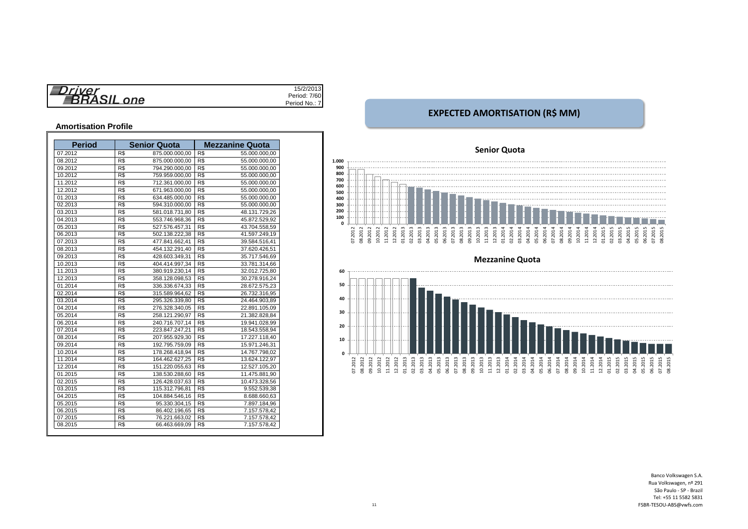**Driver BRASIL one**

15/2/2013
Period: 7/60
Period No.: 7

## Amortisation Profile

| Period | Senior Quota | | Mezzanine Quota | |
|---|---|---|---|---|
| 07.2012 | R$ | 875.000.000,00 | R$ | 55.000.000,00 |
| 08.2012 | R$ | 875.000.000,00 | R$ | 55.000.000,00 |
| 09.2012 | R$ | 794.290.000,00 | R$ | 55.000.000,00 |
| 10.2012 | R$ | 759.959.000,00 | R$ | 55.000.000,00 |
| 11.2012 | R$ | 712.361.000,00 | R$ | 55.000.000,00 |
| 12.2012 | R$ | 671.963.000,00 | R$ | 55.000.000,00 |
| 01.2013 | R$ | 634.485.000,00 | R$ | 55.000.000,00 |
| 02.2013 | R$ | 594.310.000,00 | R$ | 55.000.000,00 |
| 03.2013 | R$ | 581.018.731,80 | R$ | 48.131.729,26 |
| 04.2013 | R$ | 553.746.968,36 | R$ | 45.872.529,92 |
| 05.2013 | R$ | 527.576.457,31 | R$ | 43.704.558,59 |
| 06.2013 | R$ | 502.138.222,38 | R$ | 41.597.249,19 |
| 07.2013 | R$ | 477.841.662,41 | R$ | 39.584.516,41 |
| 08.2013 | R$ | 454.132.291,40 | R$ | 37.620.426,51 |
| 09.2013 | R$ | 428.603.349,31 | R$ | 35.717.546,69 |
| 10.2013 | R$ | 404.414.997,34 | R$ | 33.781.314,66 |
| 11.2013 | R$ | 380.919.230,14 | R$ | 32.012.725,80 |
| 12.2013 | R$ | 358.128.098,53 | R$ | 30.278.916,24 |
| 01.2014 | R$ | 336.336.674,33 | R$ | 28.672.575,23 |
| 02.2014 | R$ | 315.589.964,62 | R$ | 26.732.316,95 |
| 03.2014 | R$ | 295.326.339,80 | R$ | 24.464.903,89 |
| 04.2014 | R$ | 276.328.340,05 | R$ | 22.891.105,09 |
| 05.2014 | R$ | 258.121.290,97 | R$ | 21.382.828,84 |
| 06.2014 | R$ | 240.716.707,14 | R$ | 19.941.028,99 |
| 07.2014 | R$ | 223.847.247,21 | R$ | 18.543.558,94 |
| 08.2014 | R$ | 207.955.929,30 | R$ | 17.227.118,40 |
| 09.2014 | R$ | 192.795.759,09 | R$ | 15.971.246,31 |
| 10.2014 | R$ | 178.268.418,94 | R$ | 14.767.798,02 |
| 11.2014 | R$ | 164.462.627,25 | R$ | 13.624.122,97 |
| 12.2014 | R$ | 151.220.055,63 | R$ | 12.527.105,20 |
| 01.2015 | R$ | 138.530.288,60 | R$ | 11.475.881,90 |
| 02.2015 | R$ | 126.428.037,63 | R$ | 10.473.328,56 |
| 03.2015 | R$ | 115.312.796,81 | R$ | 9.552.539,38 |
| 04.2015 | R$ | 104.884.546,16 | R$ | 8.688.660,63 |
| 05.2015 | R$ | 95.330.304,15 | R$ | 7.897.184,96 |
| 06.2015 | R$ | 86.402.196,65 | R$ | 7.157.578,42 |
| 07.2015 | R$ | 76.221.663,02 | R$ | 7.157.578,42 |
| 08.2015 | R$ | 66.463.669,09 | R$ | 7.157.578,42 |

## EXPECTED AMORTISATION (R$ MM)

**Senior Quota**

**Mezzanine Quota**

Banco Volkswagen S.A.
Rua Volkswagen, nº 291
São Paulo - SP - Brazil
Tel: +55 11 5582 5831
FSBR-TESOU-ABS@vwfs.com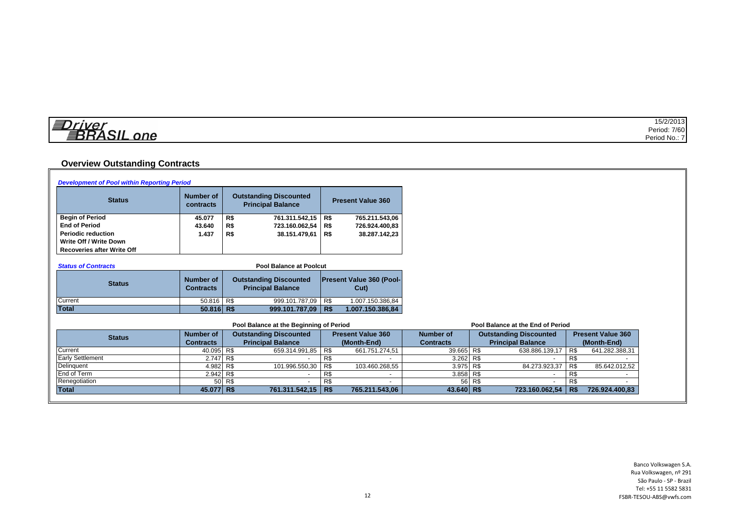Driver BRASIL one

15/2/2013
Period: 7/60
Period No.: 7

## Overview Outstanding Contracts

*Development of Pool within Reporting Period*

| Status | Number of contracts | Outstanding Discounted Principal Balance | | Present Value 360 | |
|---|---|---|---|---|---|
| **Begin of Period** | **45.077** | **R$** | **761.311.542,15** | **R$** | **765.211.543,06** |
| **End of Period** | **43.640** | **R$** | **723.160.062,54** | **R$** | **726.924.400,83** |
| **Periodic reduction** | **1.437** | **R$** | **38.151.479,61** | **R$** | **38.287.142,23** |
| **Write Off / Write Down** | | | | | |
| **Recoveries after Write Off** | | | | | |

*Status of Contracts*

Pool Balance at Poolcut

| Status | Number of Contracts | Outstanding Discounted Principal Balance | | Present Value 360 (Pool-Cut) | |
|---|---|---|---|---|---|
| Current | 50.816 | R$ | 999.101.787,09 | R$ | 1.007.150.386,84 |
| **Total** | **50.816** | **R$** | **999.101.787,09** | **R$** | **1.007.150.386,84** |

| Status | Pool Balance at the Beginning of Period | | | | | Pool Balance at the End of Period | | | | |
|---|---|---|---|---|---|---|---|---|---|---|
| | Number of Contracts | Outstanding Discounted Principal Balance | | Present Value 360 (Month-End) | | Number of Contracts | Outstanding Discounted Principal Balance | | Present Value 360 (Month-End) | |
| Current | 40.095 | R$ | 659.314.991,85 | R$ | 661.751.274,51 | 39.665 | R$ | 638.886.139,17 | R$ | 641.282.388,31 |
| Early Settlement | 2.747 | R$ | - | R$ | - | 3.262 | R$ | - | R$ | - |
| Delinquent | 4.982 | R$ | 101.996.550,30 | R$ | 103.460.268,55 | 3.975 | R$ | 84.273.923,37 | R$ | 85.642.012,52 |
| End of Term | 2.942 | R$ | - | R$ | - | 3.858 | R$ | - | R$ | - |
| Renegotiation | 50 | R$ | - | R$ | - | 56 | R$ | - | R$ | - |
| **Total** | **45.077** | **R$** | **761.311.542,15** | **R$** | **765.211.543,06** | **43.640** | **R$** | **723.160.062,54** | **R$** | **726.924.400,83** |

Banco Volkswagen S.A.
Rua Volkswagen, nº 291
São Paulo - SP - Brazil
Tel: +55 11 5582 5831
FSBR-TESOU-ABS@vwfs.com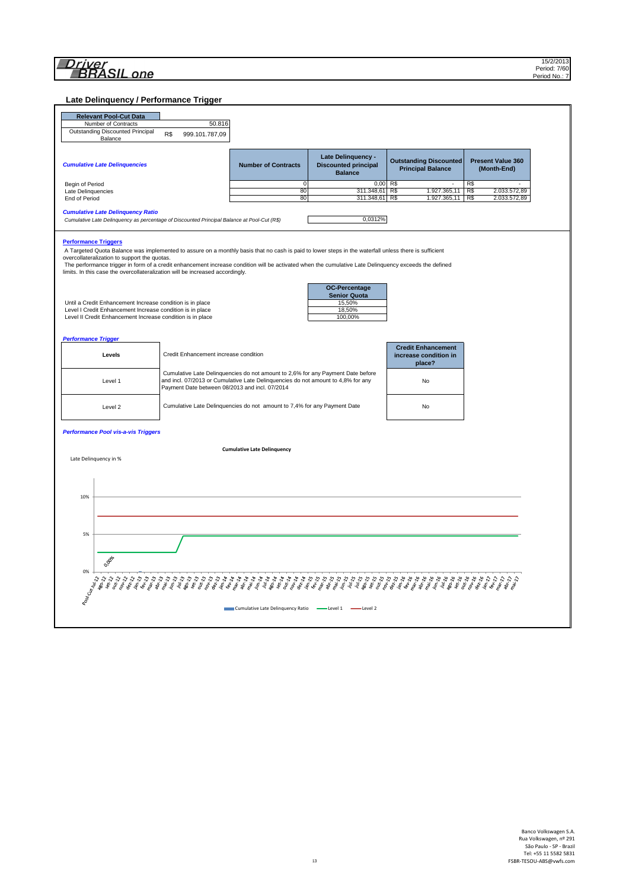## Late Delinquency / Performance Trigger

| Relevant Pool-Cut Data | | |
|---|---|---|
| Number of Contracts | | 50.816 |
| Outstanding Discounted Principal Balance | R$ | 999.101.787,09 |

| *Cumulative Late Delinquencies* | Number of Contracts | Late Delinquency - Discounted principal Balance | Outstanding Discounted Principal Balance | Present Value 360 (Month-End) |
|---|---|---|---|---|
| Begin of Period | 0 | 0,00 | R$ - | R$ - |
| Late Delinquencies | 80 | 311.348,61 | R$ 1.927.365,11 | R$ 2.033.572,89 |
| End of Period | 80 | 311.348,61 | R$ 1.927.365,11 | R$ 2.033.572,89 |

***Cumulative Late Delinquency Ratio***

*Cumulative Late Delinquency as percentage of Discounted Principal Balance at Pool-Cut (R$)* 0,0312%

### Performance Triggers

A Targeted Quota Balance was implemented to assure on a monthly basis that no cash is paid to lower steps in the waterfall unless there is sufficient overcollateralization to support the quotas.

The performance trigger in form of a credit enhancement increase condition will be activated when the cumulative Late Delinquency exceeds the defined limits. In this case the overcollateralization will be increased accordingly.

| | OC-Percentage Senior Quota |
|---|---|
| Until a Credit Enhancement Increase condition is in place | 15,50% |
| Level I Credit Enhancement Increase condition is in place | 18,50% |
| Level II Credit Enhancement Increase condition is in place | 100,00% |

***Performance Trigger***

| Levels | Credit Enhancement increase condition | Credit Enhancement increase condition in place? |
|---|---|---|
| Level 1 | Cumulative Late Delinquencies do not amount to 2,6% for any Payment Date before and incl. 07/2013 or Cumulative Late Delinquencies do not amount to 4,8% for any Payment Date between 08/2013 and incl. 07/2014 | No |
| Level 2 | Cumulative Late Delinquencies do not amount to 7,4% for any Payment Date | No |

***Performance Pool vis-a-vis Triggers***

**Cumulative Late Delinquency**

Late Delinquency in %

10%

5%

0,00%

0%

Pool-Cut-Jul-12, ago-12, set-12, out-12, nov-12, dez-12, jan-13, fev-13, mar-13, abr-13, mai-13, jun-13, jul-13, ago-13, set-13, out-13, nov-13, dez-13, jan-14, fev-14, mar-14, abr-14, mai-14, jun-14, jul-14, ago-14, set-14, out-14, nov-14, dez-14, jan-15, fev-15, mar-15, abr-15, mai-15, jun-15, jul-15, ago-15, set-15, out-15, nov-15, dez-15, jan-16, fev-16, mar-16, abr-16, mai-16, jun-16, jul-16, ago-16, set-16, out-16, nov-16, dez-16, jan-17, fev-17, mar-17, abr-17, mai-17

Cumulative Late Delinquency Ratio — Level 1 — Level 2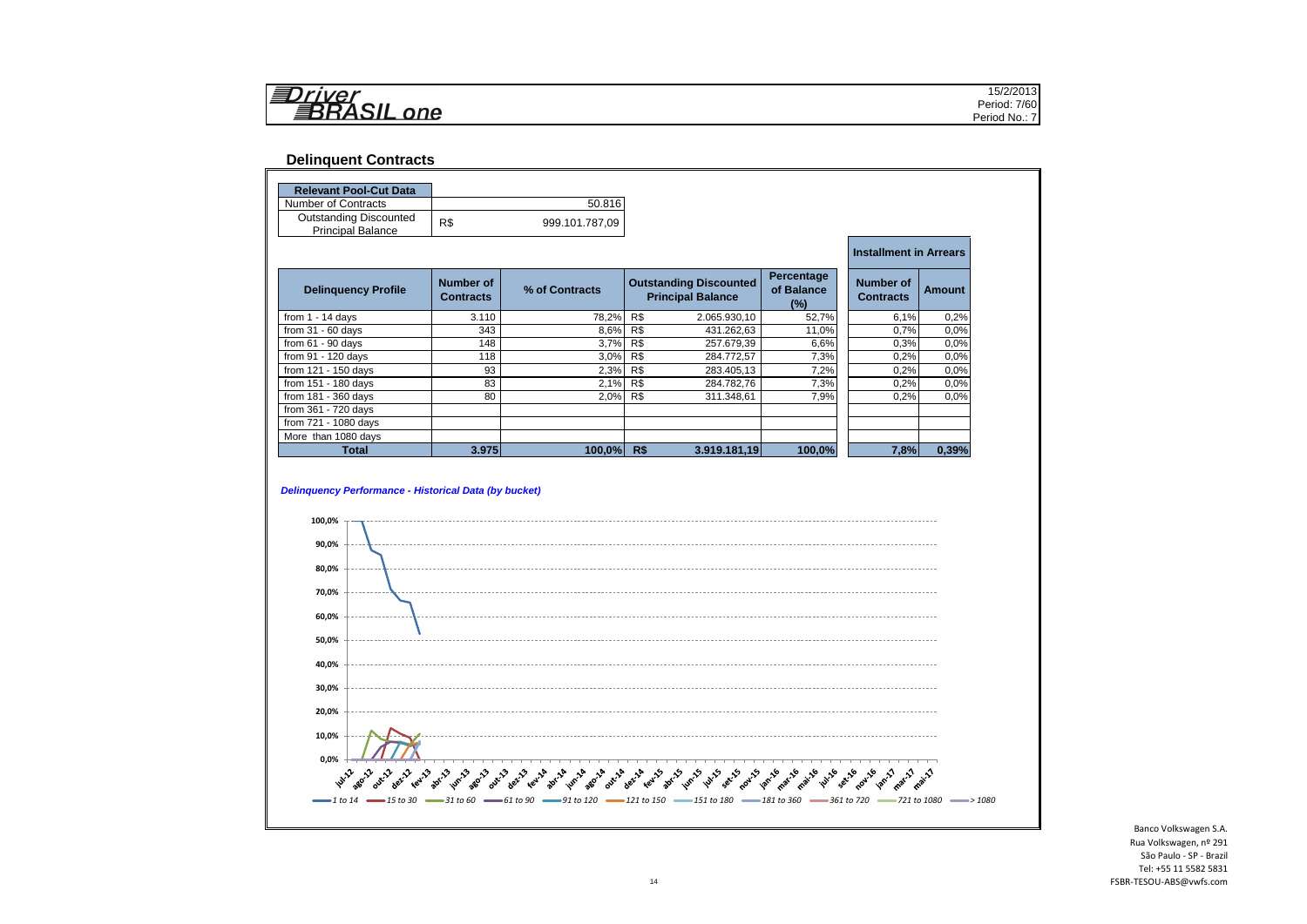Driver BRASIL one

15/2/2013
Period: 7/60
Period No.: 7

## Delinquent Contracts

| Relevant Pool-Cut Data | | |
|---|---|---|
| Number of Contracts | | 50.816 |
| Outstanding Discounted Principal Balance | R$ | 999.101.787,09 |

| Delinquency Profile | Number of Contracts | % of Contracts | Outstanding Discounted Principal Balance | | Percentage of Balance (%) | Installment in Arrears – Number of Contracts | Installment in Arrears – Amount |
|---|---|---|---|---|---|---|---|
| from 1 - 14 days | 3.110 | 78,2% | R$ | 2.065.930,10 | 52,7% | 6,1% | 0,2% |
| from 31 - 60 days | 343 | 8,6% | R$ | 431.262,63 | 11,0% | 0,7% | 0,0% |
| from 61 - 90 days | 148 | 3,7% | R$ | 257.679,39 | 6,6% | 0,3% | 0,0% |
| from 91 - 120 days | 118 | 3,0% | R$ | 284.772,57 | 7,3% | 0,2% | 0,0% |
| from 121 - 150 days | 93 | 2,3% | R$ | 283.405,13 | 7,2% | 0,2% | 0,0% |
| from 151 - 180 days | 83 | 2,1% | R$ | 284.782,76 | 7,3% | 0,2% | 0,0% |
| from 181 - 360 days | 80 | 2,0% | R$ | 311.348,61 | 7,9% | 0,2% | 0,0% |
| from 361 - 720 days | | | | | | | |
| from 721 - 1080 days | | | | | | | |
| More than 1080 days | | | | | | | |
| **Total** | **3.975** | **100,0%** | **R$** | **3.919.181,19** | **100,0%** | **7,8%** | **0,39%** |

*Delinquency Performance - Historical Data (by bucket)*

Banco Volkswagen S.A.
Rua Volkswagen, nº 291
São Paulo - SP - Brazil
Tel: +55 11 5582 5831
FSBR-TESOU-ABS@vwfs.com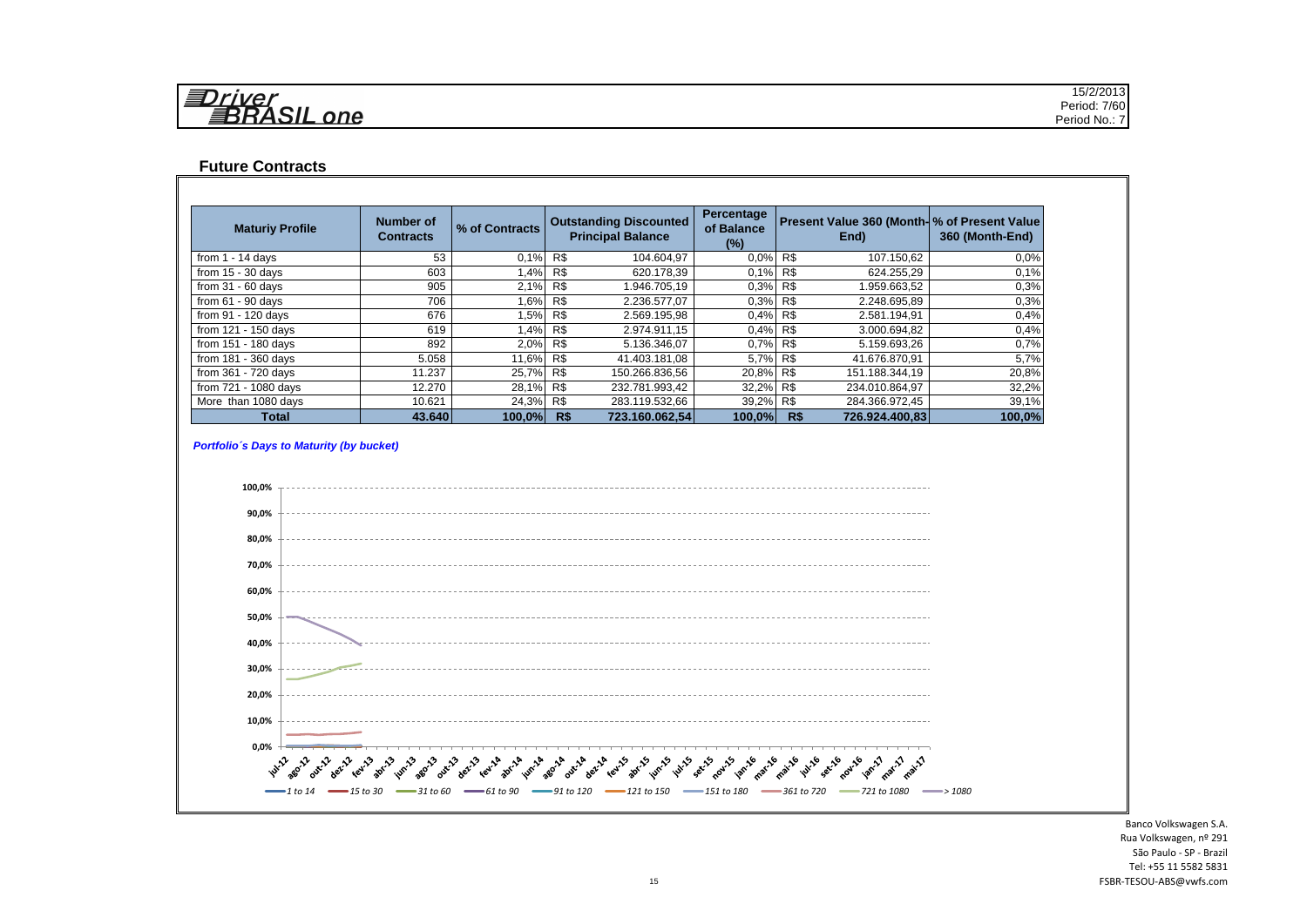**Driver BRASIL one**

15/2/2013
Period: 7/60
Period No.: 7

## Future Contracts

| Maturiy Profile | Number of Contracts | % of Contracts | Outstanding Discounted Principal Balance | | Percentage of Balance (%) | Present Value 360 (Month-End) | | % of Present Value 360 (Month-End) |
|---|---|---|---|---|---|---|---|---|
| from 1 - 14 days | 53 | 0,1% | R$ | 104.604,97 | 0,0% | R$ | 107.150,62 | 0,0% |
| from 15 - 30 days | 603 | 1,4% | R$ | 620.178,39 | 0,1% | R$ | 624.255,29 | 0,1% |
| from 31 - 60 days | 905 | 2,1% | R$ | 1.946.705,19 | 0,3% | R$ | 1.959.663,52 | 0,3% |
| from 61 - 90 days | 706 | 1,6% | R$ | 2.236.577,07 | 0,3% | R$ | 2.248.695,89 | 0,3% |
| from 91 - 120 days | 676 | 1,5% | R$ | 2.569.195,98 | 0,4% | R$ | 2.581.194,91 | 0,4% |
| from 121 - 150 days | 619 | 1,4% | R$ | 2.974.911,15 | 0,4% | R$ | 3.000.694,82 | 0,4% |
| from 151 - 180 days | 892 | 2,0% | R$ | 5.136.346,07 | 0,7% | R$ | 5.159.693,26 | 0,7% |
| from 181 - 360 days | 5.058 | 11,6% | R$ | 41.403.181,08 | 5,7% | R$ | 41.676.870,91 | 5,7% |
| from 361 - 720 days | 11.237 | 25,7% | R$ | 150.266.836,56 | 20,8% | R$ | 151.188.344,19 | 20,8% |
| from 721 - 1080 days | 12.270 | 28,1% | R$ | 232.781.993,42 | 32,2% | R$ | 234.010.864,97 | 32,2% |
| More than 1080 days | 10.621 | 24,3% | R$ | 283.119.532,66 | 39,2% | R$ | 284.366.972,45 | 39,1% |
| **Total** | **43.640** | **100,0%** | **R$** | **723.160.062,54** | **100,0%** | **R$** | **726.924.400,83** | **100,0%** |

*Portfolio´s Days to Maturity (by bucket)*

Banco Volkswagen S.A.
Rua Volkswagen, nº 291
São Paulo - SP - Brazil
Tel: +55 11 5582 5831
FSBR-TESOU-ABS@vwfs.com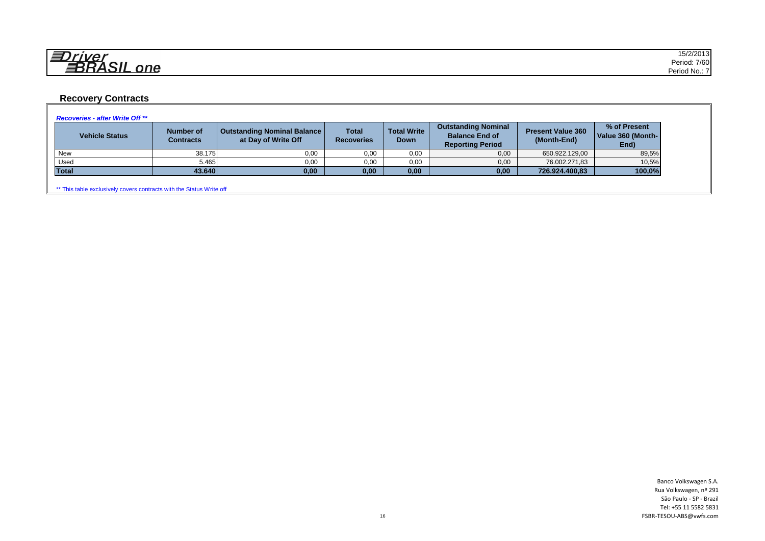## Recovery Contracts

***Recoveries - after Write Off \*\****

| Vehicle Status | Number of Contracts | Outstanding Nominal Balance at Day of Write Off | Total Recoveries | Total Write Down | Outstanding Nominal Balance End of Reporting Period | Present Value 360 (Month-End) | % of Present Value 360 (Month-End) |
|---|---|---|---|---|---|---|---|
| New | 38.175 | 0,00 | 0,00 | 0,00 | 0,00 | 650.922.129,00 | 89,5% |
| Used | 5.465 | 0,00 | 0,00 | 0,00 | 0,00 | 76.002.271,83 | 10,5% |
| **Total** | **43.640** | **0,00** | **0,00** | **0,00** | **0,00** | **726.924.400,83** | **100,0%** |

** This table exclusively covers contracts with the Status Write off

Banco Volkswagen S.A.
Rua Volkswagen, nº 291
São Paulo - SP - Brazil
Tel: +55 11 5582 5831
FSBR-TESOU-ABS@vwfs.com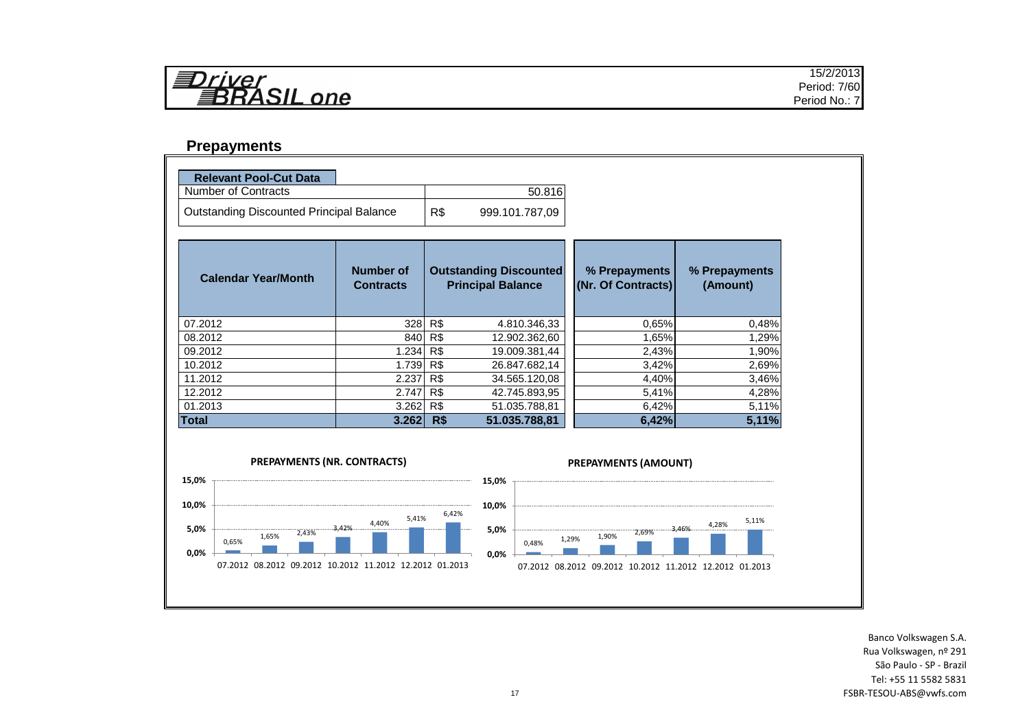# Driver BRASIL one

15/2/2013
Period: 7/60
Period No.: 7

## Prepayments

| Relevant Pool-Cut Data | |
|---|---|
| Number of Contracts | 50.816 |
| Outstanding Discounted Principal Balance | R$ 999.101.787,09 |

| Calendar Year/Month | Number of Contracts | Outstanding Discounted Principal Balance | % Prepayments (Nr. Of Contracts) | % Prepayments (Amount) |
|---|---|---|---|---|
| 07.2012 | 328 | R$ 4.810.346,33 | 0,65% | 0,48% |
| 08.2012 | 840 | R$ 12.902.362,60 | 1,65% | 1,29% |
| 09.2012 | 1.234 | R$ 19.009.381,44 | 2,43% | 1,90% |
| 10.2012 | 1.739 | R$ 26.847.682,14 | 3,42% | 2,69% |
| 11.2012 | 2.237 | R$ 34.565.120,08 | 4,40% | 3,46% |
| 12.2012 | 2.747 | R$ 42.745.893,95 | 5,41% | 4,28% |
| 01.2013 | 3.262 | R$ 51.035.788,81 | 6,42% | 5,11% |
| **Total** | **3.262** | **R$ 51.035.788,81** | **6,42%** | **5,11%** |

**PREPAYMENTS (NR. CONTRACTS)**

| 07.2012 | 08.2012 | 09.2012 | 10.2012 | 11.2012 | 12.2012 | 01.2013 |
|---|---|---|---|---|---|---|
| 0,65% | 1,65% | 2,43% | 3,42% | 4,40% | 5,41% | 6,42% |

**PREPAYMENTS (AMOUNT)**

| 07.2012 | 08.2012 | 09.2012 | 10.2012 | 11.2012 | 12.2012 | 01.2013 |
|---|---|---|---|---|---|---|
| 0,48% | 1,29% | 1,90% | 2,69% | 3,46% | 4,28% | 5,11% |

Banco Volkswagen S.A.
Rua Volkswagen, nº 291
São Paulo - SP - Brazil
Tel: +55 11 5582 5831
FSBR-TESOU-ABS@vwfs.com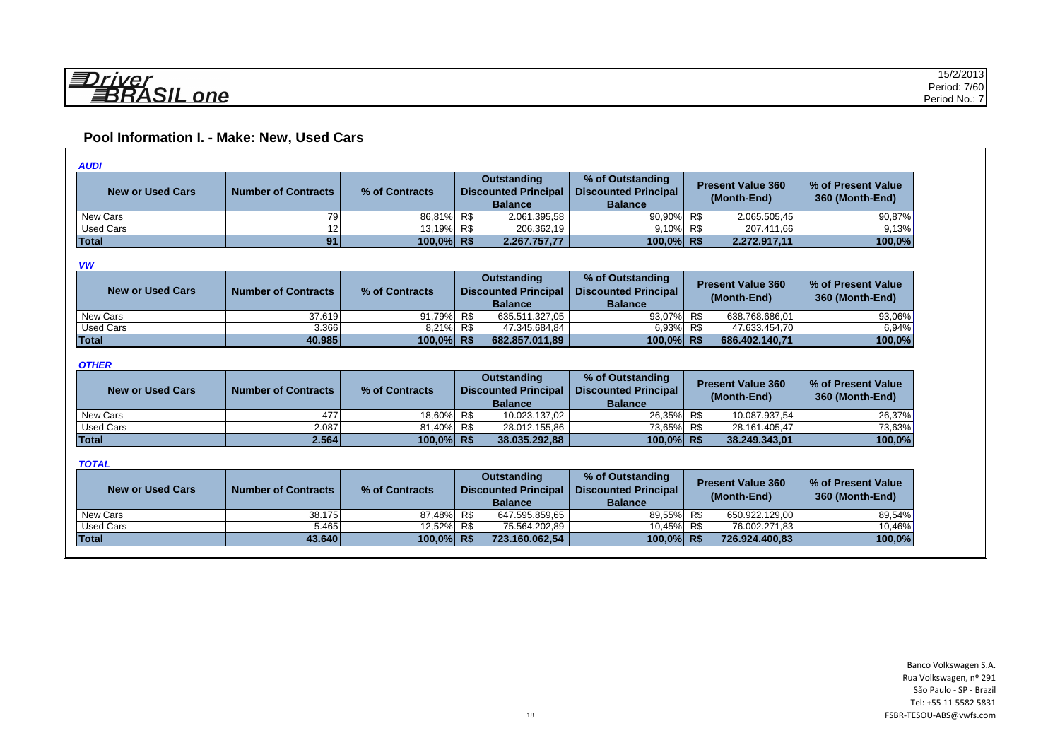Driver BRASIL one

15/2/2013
Period: 7/60
Period No.: 7

## Pool Information I. - Make: New, Used Cars

***AUDI***

| New or Used Cars | Number of Contracts | % of Contracts | Outstanding Discounted Principal Balance | % of Outstanding Discounted Principal Balance | Present Value 360 (Month-End) | % of Present Value 360 (Month-End) |
|---|---|---|---|---|---|---|
| New Cars | 79 | 86,81% | R$ 2.061.395,58 | 90,90% | R$ 2.065.505,45 | 90,87% |
| Used Cars | 12 | 13,19% | R$ 206.362,19 | 9,10% | R$ 207.411,66 | 9,13% |
| **Total** | **91** | **100,0%** | **R$ 2.267.757,77** | **100,0%** | **R$ 2.272.917,11** | **100,0%** |

***VW***

| New or Used Cars | Number of Contracts | % of Contracts | Outstanding Discounted Principal Balance | % of Outstanding Discounted Principal Balance | Present Value 360 (Month-End) | % of Present Value 360 (Month-End) |
|---|---|---|---|---|---|---|
| New Cars | 37.619 | 91,79% | R$ 635.511.327,05 | 93,07% | R$ 638.768.686,01 | 93,06% |
| Used Cars | 3.366 | 8,21% | R$ 47.345.684,84 | 6,93% | R$ 47.633.454,70 | 6,94% |
| **Total** | **40.985** | **100,0%** | **R$ 682.857.011,89** | **100,0%** | **R$ 686.402.140,71** | **100,0%** |

***OTHER***

| New or Used Cars | Number of Contracts | % of Contracts | Outstanding Discounted Principal Balance | % of Outstanding Discounted Principal Balance | Present Value 360 (Month-End) | % of Present Value 360 (Month-End) |
|---|---|---|---|---|---|---|
| New Cars | 477 | 18,60% | R$ 10.023.137,02 | 26,35% | R$ 10.087.937,54 | 26,37% |
| Used Cars | 2.087 | 81,40% | R$ 28.012.155,86 | 73,65% | R$ 28.161.405,47 | 73,63% |
| **Total** | **2.564** | **100,0%** | **R$ 38.035.292,88** | **100,0%** | **R$ 38.249.343,01** | **100,0%** |

***TOTAL***

| New or Used Cars | Number of Contracts | % of Contracts | Outstanding Discounted Principal Balance | % of Outstanding Discounted Principal Balance | Present Value 360 (Month-End) | % of Present Value 360 (Month-End) |
|---|---|---|---|---|---|---|
| New Cars | 38.175 | 87,48% | R$ 647.595.859,65 | 89,55% | R$ 650.922.129,00 | 89,54% |
| Used Cars | 5.465 | 12,52% | R$ 75.564.202,89 | 10,45% | R$ 76.002.271,83 | 10,46% |
| **Total** | **43.640** | **100,0%** | **R$ 723.160.062,54** | **100,0%** | **R$ 726.924.400,83** | **100,0%** |

Banco Volkswagen S.A.
Rua Volkswagen, nº 291
São Paulo - SP - Brazil
Tel: +55 11 5582 5831
FSBR-TESOU-ABS@vwfs.com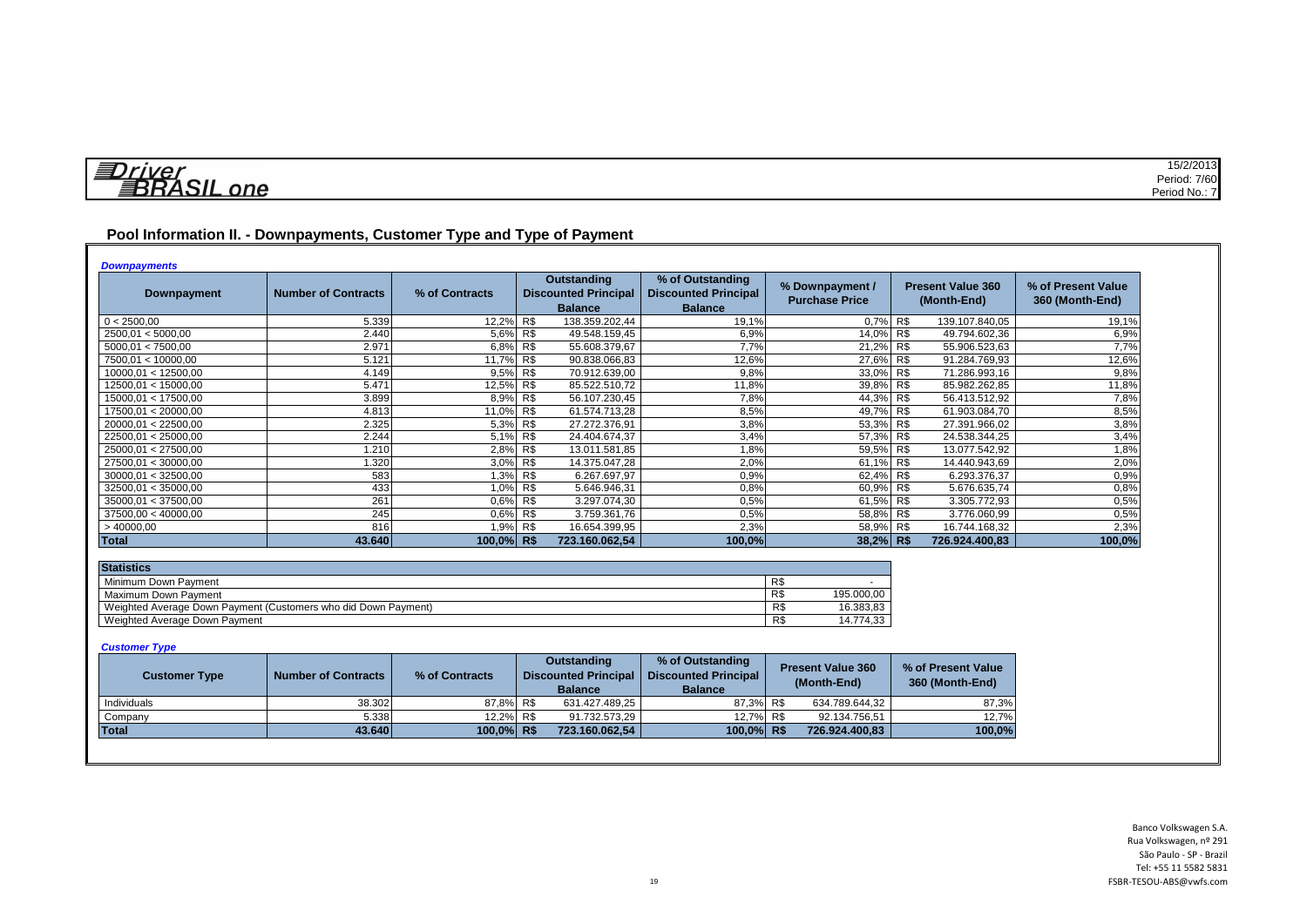Driver BRASIL one

15/2/2013
Period: 7/60
Period No.: 7

## Pool Information II. - Downpayments, Customer Type and Type of Payment

*Downpayments*

| Downpayment | Number of Contracts | % of Contracts | Outstanding Discounted Principal Balance | % of Outstanding Discounted Principal Balance | % Downpayment / Purchase Price | Present Value 360 (Month-End) | % of Present Value 360 (Month-End) |
|---|---|---|---|---|---|---|---|
| 0 < 2500,00 | 5.339 | 12,2% | R$ 138.359.202,44 | 19,1% | 0,7% | R$ 139.107.840,05 | 19,1% |
| 2500,01 < 5000,00 | 2.440 | 5,6% | R$ 49.548.159,45 | 6,9% | 14,0% | R$ 49.794.602,36 | 6,9% |
| 5000,01 < 7500,00 | 2.971 | 6,8% | R$ 55.608.379,67 | 7,7% | 21,2% | R$ 55.906.523,63 | 7,7% |
| 7500,01 < 10000,00 | 5.121 | 11,7% | R$ 90.838.066,83 | 12,6% | 27,6% | R$ 91.284.769,93 | 12,6% |
| 10000,01 < 12500,00 | 4.149 | 9,5% | R$ 70.912.639,00 | 9,8% | 33,0% | R$ 71.286.993,16 | 9,8% |
| 12500,01 < 15000,00 | 5.471 | 12,5% | R$ 85.522.510,72 | 11,8% | 39,8% | R$ 85.982.262,85 | 11,8% |
| 15000,01 < 17500,00 | 3.899 | 8,9% | R$ 56.107.230,45 | 7,8% | 44,3% | R$ 56.413.512,92 | 7,8% |
| 17500,01 < 20000,00 | 4.813 | 11,0% | R$ 61.574.713,28 | 8,5% | 49,7% | R$ 61.903.084,70 | 8,5% |
| 20000,01 < 22500,00 | 2.325 | 5,3% | R$ 27.272.376,91 | 3,8% | 53,3% | R$ 27.391.966,02 | 3,8% |
| 22500,01 < 25000,00 | 2.244 | 5,1% | R$ 24.404.674,37 | 3,4% | 57,3% | R$ 24.538.344,25 | 3,4% |
| 25000,01 < 27500,00 | 1.210 | 2,8% | R$ 13.011.581,85 | 1,8% | 59,5% | R$ 13.077.542,92 | 1,8% |
| 27500,01 < 30000,00 | 1.320 | 3,0% | R$ 14.375.047,28 | 2,0% | 61,1% | R$ 14.440.943,69 | 2,0% |
| 30000,01 < 32500,00 | 583 | 1,3% | R$ 6.267.697,97 | 0,9% | 62,4% | R$ 6.293.376,37 | 0,9% |
| 32500,01 < 35000,00 | 433 | 1,0% | R$ 5.646.946,31 | 0,8% | 60,9% | R$ 5.676.635,74 | 0,8% |
| 35000,01 < 37500,00 | 261 | 0,6% | R$ 3.297.074,30 | 0,5% | 61,5% | R$ 3.305.772,93 | 0,5% |
| 37500,00 < 40000,00 | 245 | 0,6% | R$ 3.759.361,76 | 0,5% | 58,8% | R$ 3.776.060,99 | 0,5% |
| > 40000,00 | 816 | 1,9% | R$ 16.654.399,95 | 2,3% | 58,9% | R$ 16.744.168,32 | 2,3% |
| **Total** | **43.640** | **100,0%** | **R$ 723.160.062,54** | **100,0%** | **38,2%** | **R$ 726.924.400,83** | **100,0%** |

| Statistics | |
|---|---|
| Minimum Down Payment | R$ - |
| Maximum Down Payment | R$ 195.000,00 |
| Weighted Average Down Payment (Customers who did Down Payment) | R$ 16.383,83 |
| Weighted Average Down Payment | R$ 14.774,33 |

*Customer Type*

| Customer Type | Number of Contracts | % of Contracts | Outstanding Discounted Principal Balance | % of Outstanding Discounted Principal Balance | Present Value 360 (Month-End) | % of Present Value 360 (Month-End) |
|---|---|---|---|---|---|---|
| Individuals | 38.302 | 87,8% | R$ 631.427.489,25 | 87,3% | R$ 634.789.644,32 | 87,3% |
| Company | 5.338 | 12,2% | R$ 91.732.573,29 | 12,7% | R$ 92.134.756,51 | 12,7% |
| **Total** | **43.640** | **100,0%** | **R$ 723.160.062,54** | **100,0%** | **R$ 726.924.400,83** | **100,0%** |

Banco Volkswagen S.A.
Rua Volkswagen, nº 291
São Paulo - SP - Brazil
Tel: +55 11 5582 5831
FSBR-TESOU-ABS@vwfs.com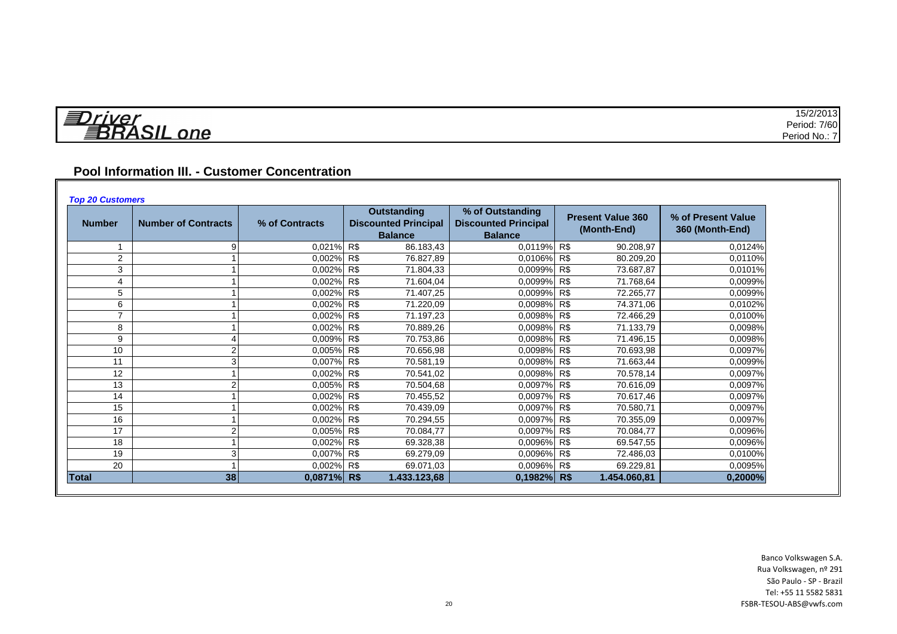Driver BRASIL one

15/2/2013
Period: 7/60
Period No.: 7

## Pool Information III. - Customer Concentration

***Top 20 Customers***

| Number | Number of Contracts | % of Contracts | Outstanding Discounted Principal Balance | % of Outstanding Discounted Principal Balance | Present Value 360 (Month-End) | % of Present Value 360 (Month-End) |
|---|---|---|---|---|---|---|
| 1 | 9 | 0,021% | R$ 86.183,43 | 0,0119% | R$ 90.208,97 | 0,0124% |
| 2 | 1 | 0,002% | R$ 76.827,89 | 0,0106% | R$ 80.209,20 | 0,0110% |
| 3 | 1 | 0,002% | R$ 71.804,33 | 0,0099% | R$ 73.687,87 | 0,0101% |
| 4 | 1 | 0,002% | R$ 71.604,04 | 0,0099% | R$ 71.768,64 | 0,0099% |
| 5 | 1 | 0,002% | R$ 71.407,25 | 0,0099% | R$ 72.265,77 | 0,0099% |
| 6 | 1 | 0,002% | R$ 71.220,09 | 0,0098% | R$ 74.371,06 | 0,0102% |
| 7 | 1 | 0,002% | R$ 71.197,23 | 0,0098% | R$ 72.466,29 | 0,0100% |
| 8 | 1 | 0,002% | R$ 70.889,26 | 0,0098% | R$ 71.133,79 | 0,0098% |
| 9 | 4 | 0,009% | R$ 70.753,86 | 0,0098% | R$ 71.496,15 | 0,0098% |
| 10 | 2 | 0,005% | R$ 70.656,98 | 0,0098% | R$ 70.693,98 | 0,0097% |
| 11 | 3 | 0,007% | R$ 70.581,19 | 0,0098% | R$ 71.663,44 | 0,0099% |
| 12 | 1 | 0,002% | R$ 70.541,02 | 0,0098% | R$ 70.578,14 | 0,0097% |
| 13 | 2 | 0,005% | R$ 70.504,68 | 0,0097% | R$ 70.616,09 | 0,0097% |
| 14 | 1 | 0,002% | R$ 70.455,52 | 0,0097% | R$ 70.617,46 | 0,0097% |
| 15 | 1 | 0,002% | R$ 70.439,09 | 0,0097% | R$ 70.580,71 | 0,0097% |
| 16 | 1 | 0,002% | R$ 70.294,55 | 0,0097% | R$ 70.355,09 | 0,0097% |
| 17 | 2 | 0,005% | R$ 70.084,77 | 0,0097% | R$ 70.084,77 | 0,0096% |
| 18 | 1 | 0,002% | R$ 69.328,38 | 0,0096% | R$ 69.547,55 | 0,0096% |
| 19 | 3 | 0,007% | R$ 69.279,09 | 0,0096% | R$ 72.486,03 | 0,0100% |
| 20 | 1 | 0,002% | R$ 69.071,03 | 0,0096% | R$ 69.229,81 | 0,0095% |
| **Total** | **38** | **0,0871%** | **R$ 1.433.123,68** | **0,1982%** | **R$ 1.454.060,81** | **0,2000%** |

Banco Volkswagen S.A.
Rua Volkswagen, nº 291
São Paulo - SP - Brazil
Tel: +55 11 5582 5831
FSBR-TESOU-ABS@vwfs.com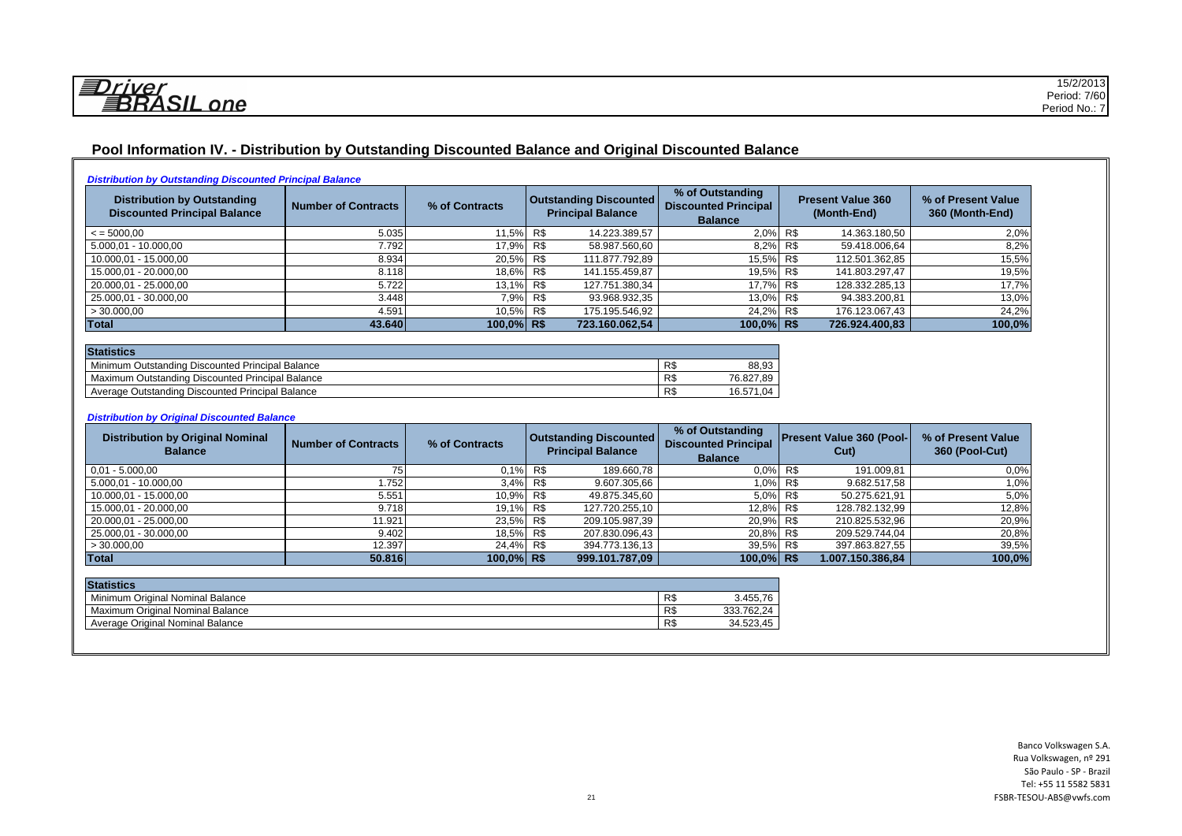Driver BRASIL one

15/2/2013
Period: 7/60
Period No.: 7

## Pool Information IV. - Distribution by Outstanding Discounted Balance and Original Discounted Balance

***Distribution by Outstanding Discounted Principal Balance***

| Distribution by Outstanding Discounted Principal Balance | Number of Contracts | % of Contracts | Outstanding Discounted Principal Balance | % of Outstanding Discounted Principal Balance | Present Value 360 (Month-End) | % of Present Value 360 (Month-End) |
|---|---|---|---|---|---|---|
| < = 5000,00 | 5.035 | 11,5% | R$ 14.223.389,57 | 2,0% | R$ 14.363.180,50 | 2,0% |
| 5.000,01 - 10.000,00 | 7.792 | 17,9% | R$ 58.987.560,60 | 8,2% | R$ 59.418.006,64 | 8,2% |
| 10.000,01 - 15.000,00 | 8.934 | 20,5% | R$ 111.877.792,89 | 15,5% | R$ 112.501.362,85 | 15,5% |
| 15.000,01 - 20.000,00 | 8.118 | 18,6% | R$ 141.155.459,87 | 19,5% | R$ 141.803.297,47 | 19,5% |
| 20.000,01 - 25.000,00 | 5.722 | 13,1% | R$ 127.751.380,34 | 17,7% | R$ 128.332.285,13 | 17,7% |
| 25.000,01 - 30.000,00 | 3.448 | 7,9% | R$ 93.968.932,35 | 13,0% | R$ 94.383.200,81 | 13,0% |
| > 30.000,00 | 4.591 | 10,5% | R$ 175.195.546,92 | 24,2% | R$ 176.123.067,43 | 24,2% |
| **Total** | **43.640** | **100,0%** | **R$ 723.160.062,54** | **100,0%** | **R$ 726.924.400,83** | **100,0%** |

| Statistics | |
|---|---|
| Minimum Outstanding Discounted Principal Balance | R$ 88,93 |
| Maximum Outstanding Discounted Principal Balance | R$ 76.827,89 |
| Average Outstanding Discounted Principal Balance | R$ 16.571,04 |

***Distribution by Original Discounted Balance***

| Distribution by Original Nominal Balance | Number of Contracts | % of Contracts | Outstanding Discounted Principal Balance | % of Outstanding Discounted Principal Balance | Present Value 360 (Pool-Cut) | % of Present Value 360 (Pool-Cut) |
|---|---|---|---|---|---|---|
| 0,01 - 5.000,00 | 75 | 0,1% | R$ 189.660,78 | 0,0% | R$ 191.009,81 | 0,0% |
| 5.000,01 - 10.000,00 | 1.752 | 3,4% | R$ 9.607.305,66 | 1,0% | R$ 9.682.517,58 | 1,0% |
| 10.000,01 - 15.000,00 | 5.551 | 10,9% | R$ 49.875.345,60 | 5,0% | R$ 50.275.621,91 | 5,0% |
| 15.000,01 - 20.000,00 | 9.718 | 19,1% | R$ 127.720.255,10 | 12,8% | R$ 128.782.132,99 | 12,8% |
| 20.000,01 - 25.000,00 | 11.921 | 23,5% | R$ 209.105.987,39 | 20,9% | R$ 210.825.532,96 | 20,9% |
| 25.000,01 - 30.000,00 | 9.402 | 18,5% | R$ 207.830.096,43 | 20,8% | R$ 209.529.744,04 | 20,8% |
| > 30.000,00 | 12.397 | 24,4% | R$ 394.773.136,13 | 39,5% | R$ 397.863.827,55 | 39,5% |
| **Total** | **50.816** | **100,0%** | **R$ 999.101.787,09** | **100,0%** | **R$ 1.007.150.386,84** | **100,0%** |

| Statistics | |
|---|---|
| Minimum Original Nominal Balance | R$ 3.455,76 |
| Maximum Original Nominal Balance | R$ 333.762,24 |
| Average Original Nominal Balance | R$ 34.523,45 |

Banco Volkswagen S.A.
Rua Volkswagen, nº 291
São Paulo - SP - Brazil
Tel: +55 11 5582 5831
FSBR-TESOU-ABS@vwfs.com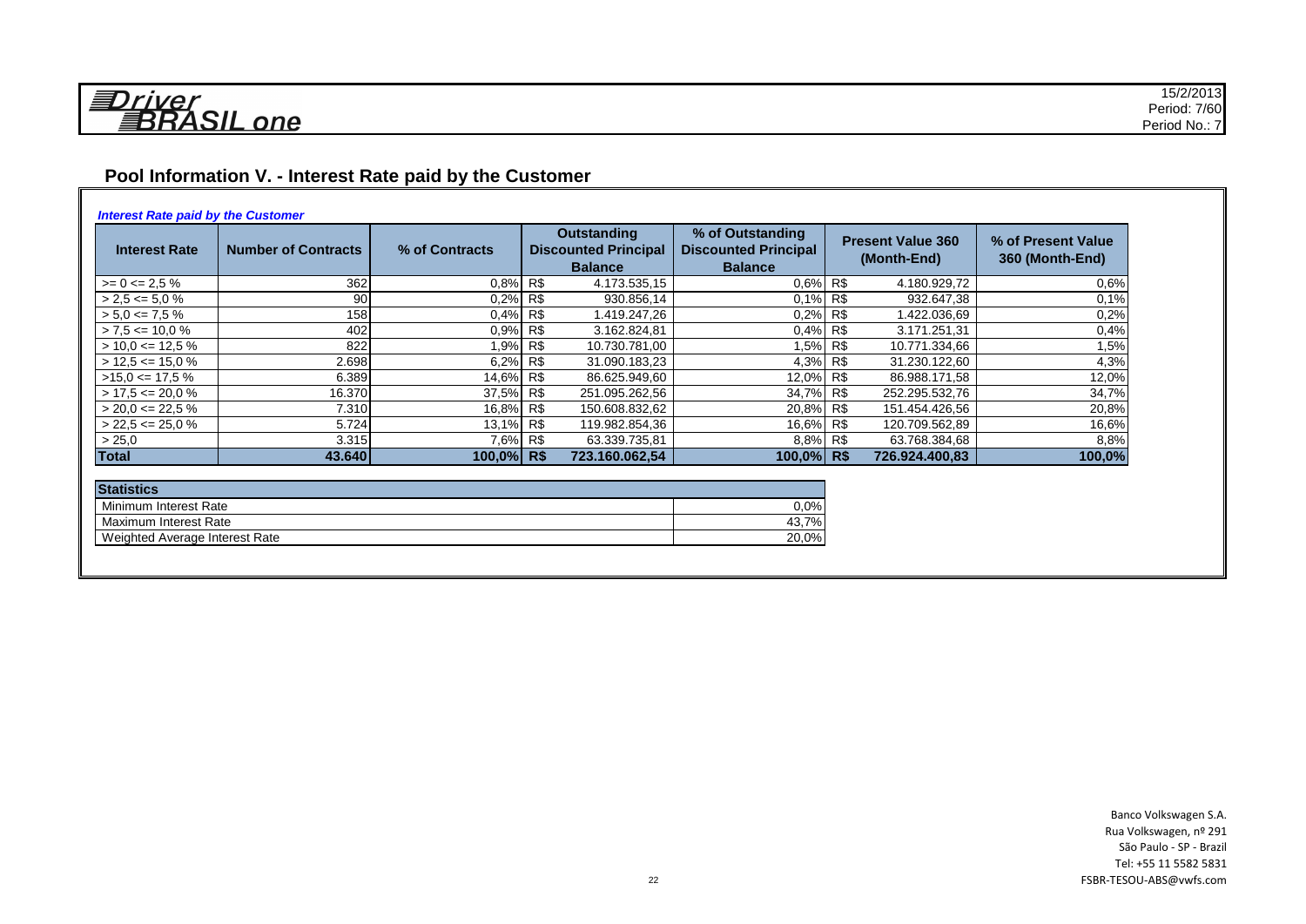Driver BRASIL one

15/2/2013
Period: 7/60
Period No.: 7

## Pool Information V. - Interest Rate paid by the Customer

***Interest Rate paid by the Customer***

| Interest Rate | Number of Contracts | % of Contracts | Outstanding Discounted Principal Balance | % of Outstanding Discounted Principal Balance | Present Value 360 (Month-End) | % of Present Value 360 (Month-End) |
|---|---|---|---|---|---|---|
| >= 0 <= 2,5 % | 362 | 0,8% | R$ 4.173.535,15 | 0,6% | R$ 4.180.929,72 | 0,6% |
| > 2,5 <= 5,0 % | 90 | 0,2% | R$ 930.856,14 | 0,1% | R$ 932.647,38 | 0,1% |
| > 5,0 <= 7,5 % | 158 | 0,4% | R$ 1.419.247,26 | 0,2% | R$ 1.422.036,69 | 0,2% |
| > 7,5 <= 10,0 % | 402 | 0,9% | R$ 3.162.824,81 | 0,4% | R$ 3.171.251,31 | 0,4% |
| > 10,0 <= 12,5 % | 822 | 1,9% | R$ 10.730.781,00 | 1,5% | R$ 10.771.334,66 | 1,5% |
| > 12,5 <= 15,0 % | 2.698 | 6,2% | R$ 31.090.183,23 | 4,3% | R$ 31.230.122,60 | 4,3% |
| >15,0 <= 17,5 % | 6.389 | 14,6% | R$ 86.625.949,60 | 12,0% | R$ 86.988.171,58 | 12,0% |
| > 17,5 <= 20,0 % | 16.370 | 37,5% | R$ 251.095.262,56 | 34,7% | R$ 252.295.532,76 | 34,7% |
| > 20,0 <= 22,5 % | 7.310 | 16,8% | R$ 150.608.832,62 | 20,8% | R$ 151.454.426,56 | 20,8% |
| > 22,5 <= 25,0 % | 5.724 | 13,1% | R$ 119.982.854,36 | 16,6% | R$ 120.709.562,89 | 16,6% |
| > 25,0 | 3.315 | 7,6% | R$ 63.339.735,81 | 8,8% | R$ 63.768.384,68 | 8,8% |
| **Total** | **43.640** | **100,0%** | **R$ 723.160.062,54** | **100,0%** | **R$ 726.924.400,83** | **100,0%** |

| Statistics | |
|---|---|
| Minimum Interest Rate | 0,0% |
| Maximum Interest Rate | 43,7% |
| Weighted Average Interest Rate | 20,0% |

Banco Volkswagen S.A.
Rua Volkswagen, nº 291
São Paulo - SP - Brazil
Tel: +55 11 5582 5831
FSBR-TESOU-ABS@vwfs.com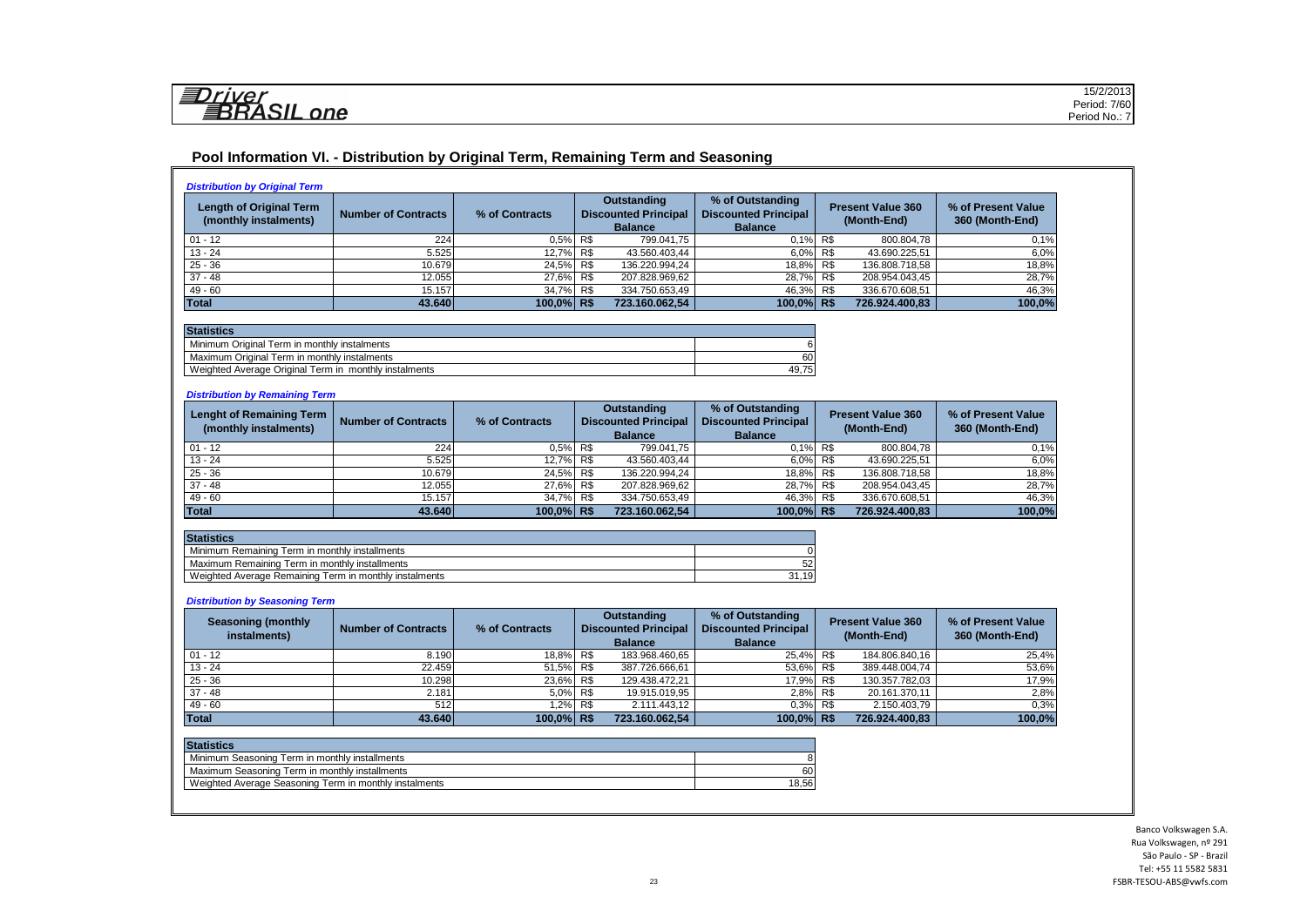# Pool Information VI. - Distribution by Original Term, Remaining Term and Seasoning

### *Distribution by Original Term*

| Length of Original Term (monthly instalments) | Number of Contracts | % of Contracts | Outstanding Discounted Principal Balance | % of Outstanding Discounted Principal Balance | Present Value 360 (Month-End) | % of Present Value 360 (Month-End) |
|---|---|---|---|---|---|---|
| 01 - 12 | 224 | 0,5% | R$ 799.041,75 | 0,1% | R$ 800.804,78 | 0,1% |
| 13 - 24 | 5.525 | 12,7% | R$ 43.560.403,44 | 6,0% | R$ 43.690.225,51 | 6,0% |
| 25 - 36 | 10.679 | 24,5% | R$ 136.220.994,24 | 18,8% | R$ 136.808.718,58 | 18,8% |
| 37 - 48 | 12.055 | 27,6% | R$ 207.828.969,62 | 28,7% | R$ 208.954.043,45 | 28,7% |
| 49 - 60 | 15.157 | 34,7% | R$ 334.750.653,49 | 46,3% | R$ 336.670.608,51 | 46,3% |
| **Total** | **43.640** | **100,0%** | **R$ 723.160.062,54** | **100,0%** | **R$ 726.924.400,83** | **100,0%** |

| Statistics | |
|---|---|
| Minimum Original Term in monthly instalments | 6 |
| Maximum Original Term in monthly instalments | 60 |
| Weighted Average Original Term in monthly instalments | 49,75 |

### *Distribution by Remaining Term*

| Lenght of Remaining Term (monthly instalments) | Number of Contracts | % of Contracts | Outstanding Discounted Principal Balance | % of Outstanding Discounted Principal Balance | Present Value 360 (Month-End) | % of Present Value 360 (Month-End) |
|---|---|---|---|---|---|---|
| 01 - 12 | 224 | 0,5% | R$ 799.041,75 | 0,1% | R$ 800.804,78 | 0,1% |
| 13 - 24 | 5.525 | 12,7% | R$ 43.560.403,44 | 6,0% | R$ 43.690.225,51 | 6,0% |
| 25 - 36 | 10.679 | 24,5% | R$ 136.220.994,24 | 18,8% | R$ 136.808.718,58 | 18,8% |
| 37 - 48 | 12.055 | 27,6% | R$ 207.828.969,62 | 28,7% | R$ 208.954.043,45 | 28,7% |
| 49 - 60 | 15.157 | 34,7% | R$ 334.750.653,49 | 46,3% | R$ 336.670.608,51 | 46,3% |
| **Total** | **43.640** | **100,0%** | **R$ 723.160.062,54** | **100,0%** | **R$ 726.924.400,83** | **100,0%** |

| Statistics | |
|---|---|
| Minimum Remaining Term in monthly installments | 0 |
| Maximum Remaining Term in monthly installments | 52 |
| Weighted Average Remaining Term in monthly instalments | 31,19 |

### *Distribution by Seasoning Term*

| Seasoning (monthly instalments) | Number of Contracts | % of Contracts | Outstanding Discounted Principal Balance | % of Outstanding Discounted Principal Balance | Present Value 360 (Month-End) | % of Present Value 360 (Month-End) |
|---|---|---|---|---|---|---|
| 01 - 12 | 8.190 | 18,8% | R$ 183.968.460,65 | 25,4% | R$ 184.806.840,16 | 25,4% |
| 13 - 24 | 22.459 | 51,5% | R$ 387.726.666,61 | 53,6% | R$ 389.448.004,74 | 53,6% |
| 25 - 36 | 10.298 | 23,6% | R$ 129.438.472,21 | 17,9% | R$ 130.357.782,03 | 17,9% |
| 37 - 48 | 2.181 | 5,0% | R$ 19.915.019,95 | 2,8% | R$ 20.161.370,11 | 2,8% |
| 49 - 60 | 512 | 1,2% | R$ 2.111.443,12 | 0,3% | R$ 2.150.403,79 | 0,3% |
| **Total** | **43.640** | **100,0%** | **R$ 723.160.062,54** | **100,0%** | **R$ 726.924.400,83** | **100,0%** |

| Statistics | |
|---|---|
| Minimum Seasoning Term in monthly installments | 8 |
| Maximum Seasoning Term in monthly installments | 60 |
| Weighted Average Seasoning Term in monthly installments | 18,56 |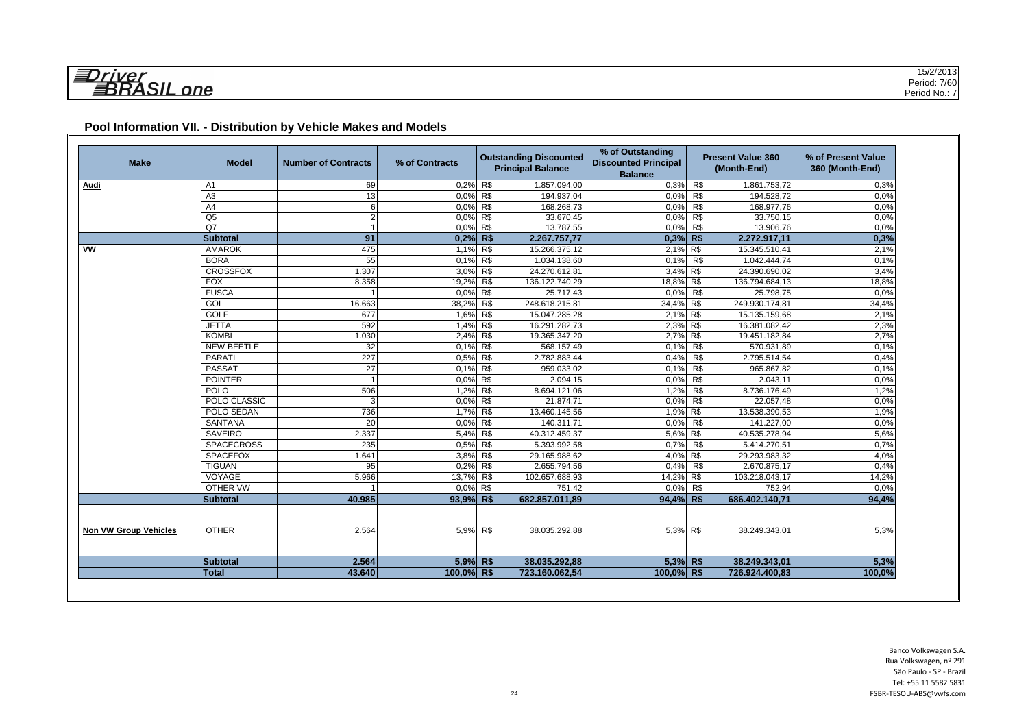Driver BRASIL one

15/2/2013
Period: 7/60
Period No.: 7

## Pool Information VII. - Distribution by Vehicle Makes and Models

| Make | Model | Number of Contracts | % of Contracts | Outstanding Discounted Principal Balance | % of Outstanding Discounted Principal Balance | Present Value 360 (Month-End) | % of Present Value 360 (Month-End) |
|---|---|---|---|---|---|---|---|
| **Audi** | A1 | 69 | 0,2% | R$ 1.857.094,00 | 0,3% | R$ 1.861.753,72 | 0,3% |
| | A3 | 13 | 0,0% | R$ 194.937,04 | 0,0% | R$ 194.528,72 | 0,0% |
| | A4 | 6 | 0,0% | R$ 168.268,73 | 0,0% | R$ 168.977,76 | 0,0% |
| | Q5 | 2 | 0,0% | R$ 33.670,45 | 0,0% | R$ 33.750,15 | 0,0% |
| | Q7 | 1 | 0,0% | R$ 13.787,55 | 0,0% | R$ 13.906,76 | 0,0% |
| | **Subtotal** | **91** | **0,2%** | **R$ 2.267.757,77** | **0,3%** | **R$ 2.272.917,11** | **0,3%** |
| **VW** | AMAROK | 475 | 1,1% | R$ 15.266.375,12 | 2,1% | R$ 15.345.510,41 | 2,1% |
| | BORA | 55 | 0,1% | R$ 1.034.138,60 | 0,1% | R$ 1.042.444,74 | 0,1% |
| | CROSSFOX | 1.307 | 3,0% | R$ 24.270.612,81 | 3,4% | R$ 24.390.690,02 | 3,4% |
| | FOX | 8.358 | 19,2% | R$ 136.122.740,29 | 18,8% | R$ 136.794.684,13 | 18,8% |
| | FUSCA | 1 | 0,0% | R$ 25.717,43 | 0,0% | R$ 25.798,75 | 0,0% |
| | GOL | 16.663 | 38,2% | R$ 248.618.215,81 | 34,4% | R$ 249.930.174,81 | 34,4% |
| | GOLF | 677 | 1,6% | R$ 15.047.285,28 | 2,1% | R$ 15.135.159,68 | 2,1% |
| | JETTA | 592 | 1,4% | R$ 16.291.282,73 | 2,3% | R$ 16.381.082,42 | 2,3% |
| | KOMBI | 1.030 | 2,4% | R$ 19.365.347,20 | 2,7% | R$ 19.451.182,84 | 2,7% |
| | NEW BEETLE | 32 | 0,1% | R$ 568.157,49 | 0,1% | R$ 570.931,89 | 0,1% |
| | PARATI | 227 | 0,5% | R$ 2.782.883,44 | 0,4% | R$ 2.795.514,54 | 0,4% |
| | PASSAT | 27 | 0,1% | R$ 959.033,02 | 0,1% | R$ 965.867,82 | 0,1% |
| | POINTER | 1 | 0,0% | R$ 2.094,15 | 0,0% | R$ 2.043,11 | 0,0% |
| | POLO | 506 | 1,2% | R$ 8.694.121,06 | 1,2% | R$ 8.736.176,49 | 1,2% |
| | POLO CLASSIC | 3 | 0,0% | R$ 21.874,71 | 0,0% | R$ 22.057,48 | 0,0% |
| | POLO SEDAN | 736 | 1,7% | R$ 13.460.145,56 | 1,9% | R$ 13.538.390,53 | 1,9% |
| | SANTANA | 20 | 0,0% | R$ 140.311,71 | 0,0% | R$ 141.227,00 | 0,0% |
| | SAVEIRO | 2.337 | 5,4% | R$ 40.312.459,37 | 5,6% | R$ 40.535.278,94 | 5,6% |
| | SPACECROSS | 235 | 0,5% | R$ 5.393.992,58 | 0,7% | R$ 5.414.270,51 | 0,7% |
| | SPACEFOX | 1.641 | 3,8% | R$ 29.165.988,62 | 4,0% | R$ 29.293.983,32 | 4,0% |
| | TIGUAN | 95 | 0,2% | R$ 2.655.794,56 | 0,4% | R$ 2.670.875,17 | 0,4% |
| | VOYAGE | 5.966 | 13,7% | R$ 102.657.688,93 | 14,2% | R$ 103.218.043,17 | 14,2% |
| | OTHER VW | 1 | 0,0% | R$ 751,42 | 0,0% | R$ 752,94 | 0,0% |
| | **Subtotal** | **40.985** | **93,9%** | **R$ 682.857.011,89** | **94,4%** | **R$ 686.402.140,71** | **94,4%** |
| **Non VW Group Vehicles** | OTHER | 2.564 | 5,9% | R$ 38.035.292,88 | 5,3% | R$ 38.249.343,01 | 5,3% |
| | **Subtotal** | **2.564** | **5,9%** | **R$ 38.035.292,88** | **5,3%** | **R$ 38.249.343,01** | **5,3%** |
| | **Total** | **43.640** | **100,0%** | **R$ 723.160.062,54** | **100,0%** | **R$ 726.924.400,83** | **100,0%** |

Banco Volkswagen S.A.
Rua Volkswagen, nº 291
São Paulo - SP - Brazil
Tel: +55 11 5582 5831
FSBR-TESOU-ABS@vwfs.com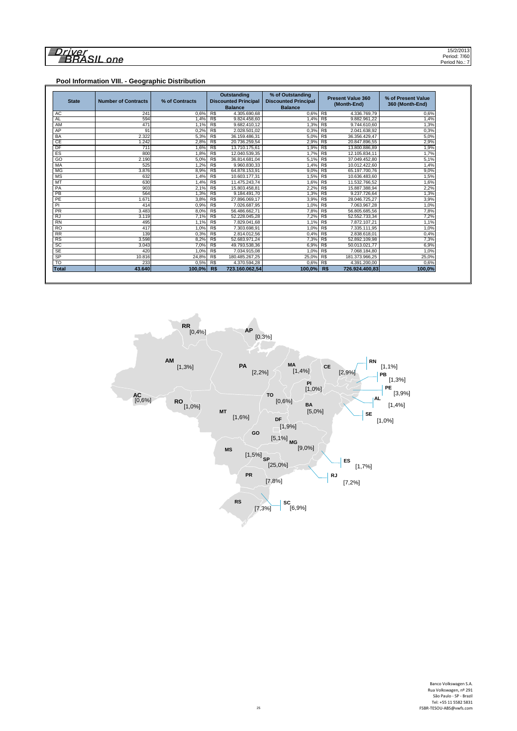## Pool Information VIII. - Geographic Distribution

| State | Number of Contracts | % of Contracts | Outstanding Discounted Principal Balance | % of Outstanding Discounted Principal Balance | Present Value 360 (Month-End) | % of Present Value 360 (Month-End) |
|---|---|---|---|---|---|---|
| AC | 241 | 0,6% | R$ 4.305.690,68 | 0,6% | R$ 4.336.769,79 | 0,6% |
| AL | 594 | 1,4% | R$ 9.824.458,60 | 1,4% | R$ 9.882.961,22 | 1,4% |
| AM | 471 | 1,1% | R$ 9.682.410,12 | 1,3% | R$ 9.744.610,60 | 1,3% |
| AP | 91 | 0,2% | R$ 2.028.501,02 | 0,3% | R$ 2.041.638,92 | 0,3% |
| BA | 2.322 | 5,3% | R$ 36.159.486,31 | 5,0% | R$ 36.356.429,47 | 5,0% |
| CE | 1.242 | 2,8% | R$ 20.736.259,54 | 2,9% | R$ 20.847.896,55 | 2,9% |
| DF | 711 | 1,6% | R$ 13.710.175,61 | 1,9% | R$ 13.800.886,89 | 1,9% |
| ES | 800 | 1,8% | R$ 12.040.539,35 | 1,7% | R$ 12.105.834,11 | 1,7% |
| GO | 2.190 | 5,0% | R$ 36.814.681,04 | 5,1% | R$ 37.049.452,80 | 5,1% |
| MA | 525 | 1,2% | R$ 9.960.830,33 | 1,4% | R$ 10.012.422,60 | 1,4% |
| MG | 3.876 | 8,9% | R$ 64.878.153,91 | 9,0% | R$ 65.197.700,76 | 9,0% |
| MS | 632 | 1,4% | R$ 10.603.177,31 | 1,5% | R$ 10.636.483,60 | 1,5% |
| MT | 630 | 1,4% | R$ 11.475.243,74 | 1,6% | R$ 11.532.766,52 | 1,6% |
| PA | 903 | 2,1% | R$ 15.803.458,81 | 2,2% | R$ 15.887.388,94 | 2,2% |
| PB | 564 | 1,3% | R$ 9.184.491,70 | 1,3% | R$ 9.237.726,64 | 1,3% |
| PE | 1.671 | 3,8% | R$ 27.896.069,17 | 3,9% | R$ 28.046.725,27 | 3,9% |
| PI | 414 | 0,9% | R$ 7.026.687,95 | 1,0% | R$ 7.063.967,28 | 1,0% |
| PR | 3.483 | 8,0% | R$ 56.486.662,71 | 7,8% | R$ 56.805.685,56 | 7,8% |
| RJ | 3.119 | 7,1% | R$ 52.228.045,28 | 7,2% | R$ 52.552.733,34 | 7,2% |
| RN | 495 | 1,1% | R$ 7.829.041,68 | 1,1% | R$ 7.872.107,21 | 1,1% |
| RO | 417 | 1,0% | R$ 7.303.698,91 | 1,0% | R$ 7.335.111,95 | 1,0% |
| RR | 139 | 0,3% | R$ 2.814.012,56 | 0,4% | R$ 2.838.618,01 | 0,4% |
| RS | 3.598 | 8,2% | R$ 52.683.971,24 | 7,3% | R$ 52.892.109,98 | 7,3% |
| SC | 3.043 | 7,0% | R$ 49.793.538,36 | 6,9% | R$ 50.013.021,77 | 6,9% |
| SE | 420 | 1,0% | R$ 7.034.915,08 | 1,0% | R$ 7.068.184,80 | 1,0% |
| SP | 10.816 | 24,8% | R$ 180.485.267,25 | 25,0% | R$ 181.373.966,25 | 25,0% |
| TO | 233 | 0,5% | R$ 4.370.594,28 | 0,6% | R$ 4.391.200,00 | 0,6% |
| **Total** | **43.640** | **100,0%** | **R$ 723.160.062,54** | **100,0%** | **R$ 726.924.400,83** | **100,0%** |

RR [0,4%] AP [0,3%] AM [1,3%] PA [2,2%] MA [1,4%] CE [2,9%] RN [1,1%] PB [1,3%] PE [3,9%] AL [1,4%] SE [1,0%] PI [1,0%] AC [0,6%] RO [1,0%] TO [0,6%] BA [5,0%] MT [1,6%] DF [1,9%] GO [5,1%] MG [9,0%] MS [1,5%] SP [25,0%] ES [1,7%] RJ [7,2%] PR [7,8%] RS [7,3%] SC [6,9%]

Banco Volkswagen S.A.
Rua Volkswagen, nº 291
São Paulo - SP - Brazil
Tel: +55 11 5582 5831
FSBR-TESOU-ABS@vwfs.com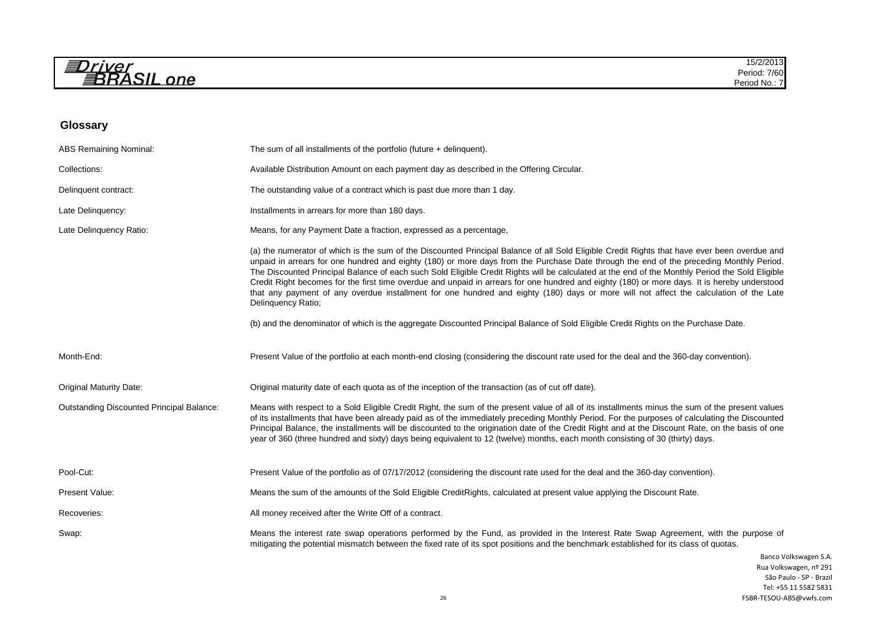## Glossary

**ABS Remaining Nominal:** The sum of all installments of the portfolio (future + delinquent).

**Collections:** Available Distribution Amount on each payment day as described in the Offering Circular.

**Delinquent contract:** The outstanding value of a contract which is past due more than 1 day.

**Late Delinquency:** Installments in arrears for more than 180 days.

**Late Delinquency Ratio:** Means, for any Payment Date a fraction, expressed as a percentage,

(a) the numerator of which is the sum of the Discounted Principal Balance of all Sold Eligible Credit Rights that have ever been overdue and unpaid in arrears for one hundred and eighty (180) or more days from the Purchase Date through the end of the preceding Monthly Period. The Discounted Principal Balance of each such Sold Eligible Credit Rights will be calculated at the end of the Monthly Period the Sold Eligible Credit Right becomes for the first time overdue and unpaid in arrears for one hundred and eighty (180) or more days. It is hereby understood that any payment of any overdue installment for one hundred and eighty (180) days or more will not affect the calculation of the Late Delinquency Ratio;

(b) and the denominator of which is the aggregate Discounted Principal Balance of Sold Eligible Credit Rights on the Purchase Date.

**Month-End:** Present Value of the portfolio at each month-end closing (considering the discount rate used for the deal and the 360-day convention).

**Original Maturity Date:** Original maturity date of each quota as of the inception of the transaction (as of cut off date).

**Outstanding Discounted Principal Balance:** Means with respect to a Sold Eligible Credit Right, the sum of the present value of all of its installments minus the sum of the present values of its installments that have been already paid as of the immediately preceding Monthly Period. For the purposes of calculating the Discounted Principal Balance, the installments will be discounted to the origination date of the Credit Right and at the Discount Rate, on the basis of one year of 360 (three hundred and sixty) days being equivalent to 12 (twelve) months, each month consisting of 30 (thirty) days.

**Pool-Cut:** Present Value of the portfolio as of 07/17/2012 (considering the discount rate used for the deal and the 360-day convention).

**Present Value:** Means the sum of the amounts of the Sold Eligible CreditRights, calculated at present value applying the Discount Rate.

**Recoveries:** All money received after the Write Off of a contract.

**Swap:** Means the interest rate swap operations performed by the Fund, as provided in the Interest Rate Swap Agreement, with the purpose of mitigating the potential mismatch between the fixed rate of its spot positions and the benchmark established for its class of quotas.